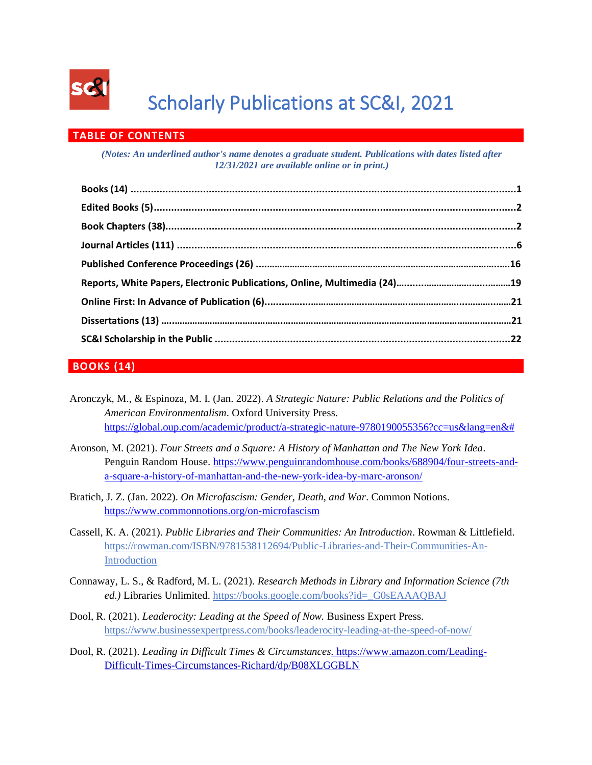# Scholarly Publications at SC&I, 2021

## TABLE OF CONTENTS

*(Notes: An underlined author's name denotes a graduate student. Publications with dates listed after 12/31/2021 are available online or in print.)*

**Books (14)** ....................................................................................................................1
**Edited Books (5)**..............................................................................................................2
**Book Chapters (38)**..........................................................................................................2
**Journal Articles (111)** ......................................................................................................6
**Published Conference Proceedings (26)** ........................................................................16
**Reports, White Papers, Electronic Publications, Online, Multimedia (24)**....................19
**Online First: In Advance of Publication (6)**....................................................................21
**Dissertations (13)** ..........................................................................................................21
**SC&I Scholarship in the Public** ......................................................................................22

## BOOKS (14)

Aronczyk, M., & Espinoza, M. I. (Jan. 2022). *A Strategic Nature: Public Relations and the Politics of American Environmentalism*. Oxford University Press. https://global.oup.com/academic/product/a-strategic-nature-9780190055356?cc=us&lang=en&#

Aronson, M. (2021). *Four Streets and a Square: A History of Manhattan and The New York Idea*. Penguin Random House. https://www.penguinrandomhouse.com/books/688904/four-streets-and-a-square-a-history-of-manhattan-and-the-new-york-idea-by-marc-aronson/

Bratich, J. Z. (Jan. 2022). *On Microfascism: Gender, Death, and War*. Common Notions. https://www.commonnotions.org/on-microfascism

Cassell, K. A. (2021). *Public Libraries and Their Communities: An Introduction*. Rowman & Littlefield. https://rowman.com/ISBN/9781538112694/Public-Libraries-and-Their-Communities-An-Introduction

Connaway, L. S., & Radford, M. L. (2021). *Research Methods in Library and Information Science (7th ed.)* Libraries Unlimited. https://books.google.com/books?id=_G0sEAAAQBAJ

Dool, R. (2021). *Leaderocity: Leading at the Speed of Now.* Business Expert Press. https://www.businessexpertpress.com/books/leaderocity-leading-at-the-speed-of-now/

Dool, R. (2021). *Leading in Difficult Times & Circumstances*. https://www.amazon.com/Leading-Difficult-Times-Circumstances-Richard/dp/B08XLGGBLN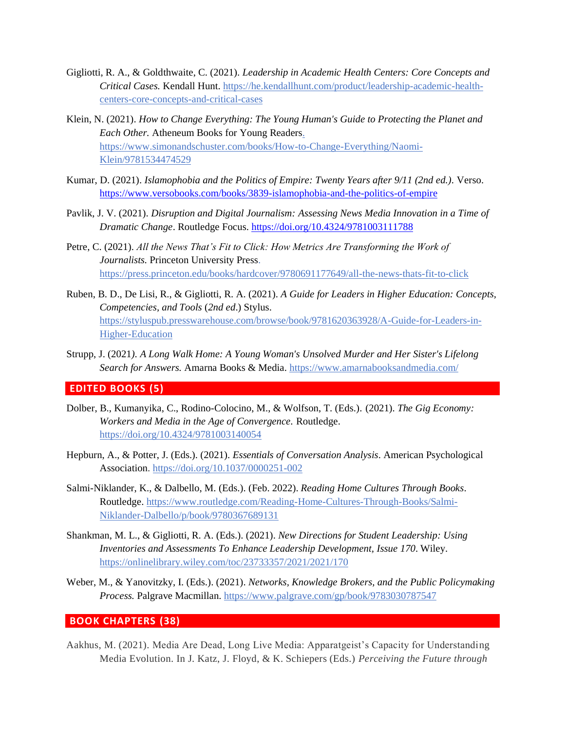Gigliotti, R. A., & Goldthwaite, C. (2021). *Leadership in Academic Health Centers: Core Concepts and Critical Cases.* Kendall Hunt. https://he.kendallhunt.com/product/leadership-academic-health-centers-core-concepts-and-critical-cases

Klein, N. (2021). *How to Change Everything: The Young Human's Guide to Protecting the Planet and Each Other.* Atheneum Books for Young Readers. https://www.simonandschuster.com/books/How-to-Change-Everything/Naomi-Klein/9781534474529

Kumar, D. (2021). *Islamophobia and the Politics of Empire: Twenty Years after 9/11 (2nd ed.).* Verso. https://www.versobooks.com/books/3839-islamophobia-and-the-politics-of-empire

Pavlik, J. V. (2021). *Disruption and Digital Journalism: Assessing News Media Innovation in a Time of Dramatic Change*. Routledge Focus. https://doi.org/10.4324/9781003111788

Petre, C. (2021). *All the News That's Fit to Click: How Metrics Are Transforming the Work of Journalists.* Princeton University Press. https://press.princeton.edu/books/hardcover/9780691177649/all-the-news-thats-fit-to-click

Ruben, B. D., De Lisi, R., & Gigliotti, R. A. (2021). *A Guide for Leaders in Higher Education: Concepts, Competencies, and Tools* (*2nd ed*.) Stylus. https://styluspub.presswarehouse.com/browse/book/9781620363928/A-Guide-for-Leaders-in-Higher-Education

Strupp, J. (2021). *A Long Walk Home: A Young Woman's Unsolved Murder and Her Sister's Lifelong Search for Answers.* Amarna Books & Media. https://www.amarnabooksandmedia.com/

## EDITED BOOKS (5)

Dolber, B., Kumanyika, C., Rodino-Colocino, M., & Wolfson, T. (Eds.). (2021). *The Gig Economy: Workers and Media in the Age of Convergence.* Routledge. https://doi.org/10.4324/9781003140054

Hepburn, A., & Potter, J. (Eds.). (2021). *Essentials of Conversation Analysis*. American Psychological Association. https://doi.org/10.1037/0000251-002

Salmi-Niklander, K., & Dalbello, M. (Eds.). (Feb. 2022). *Reading Home Cultures Through Books*. Routledge. https://www.routledge.com/Reading-Home-Cultures-Through-Books/Salmi-Niklander-Dalbello/p/book/9780367689131

Shankman, M. L., & Gigliotti, R. A. (Eds.). (2021). *New Directions for Student Leadership: Using Inventories and Assessments To Enhance Leadership Development, Issue 170*. Wiley. https://onlinelibrary.wiley.com/toc/23733357/2021/2021/170

Weber, M., & Yanovitzky, I. (Eds.). (2021). *Networks, Knowledge Brokers, and the Public Policymaking Process.* Palgrave Macmillan. https://www.palgrave.com/gp/book/9783030787547

## BOOK CHAPTERS (38)

Aakhus, M. (2021). Media Are Dead, Long Live Media: Apparatgeist's Capacity for Understanding Media Evolution. In J. Katz, J. Floyd, & K. Schiepers (Eds.) *Perceiving the Future through*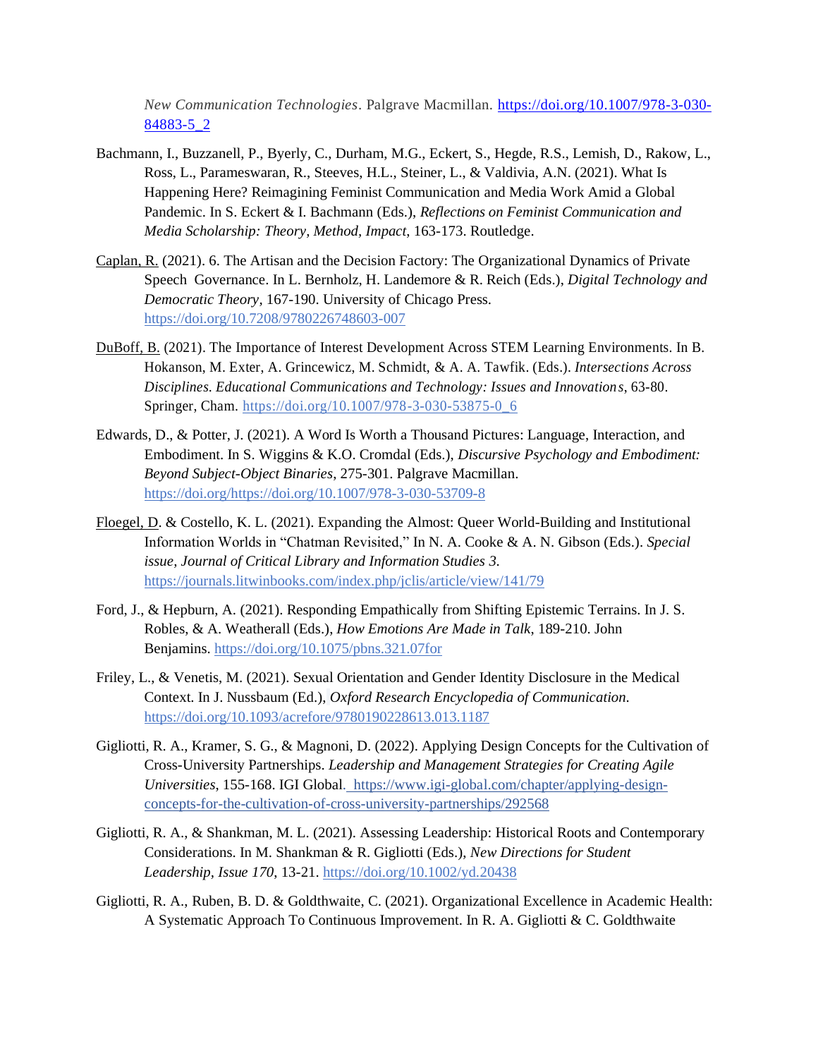*New Communication Technologies*. Palgrave Macmillan. https://doi.org/10.1007/978-3-030-84883-5_2

Bachmann, I., Buzzanell, P., Byerly, C., Durham, M.G., Eckert, S., Hegde, R.S., Lemish, D., Rakow, L., Ross, L., Parameswaran, R., Steeves, H.L., Steiner, L., & Valdivia, A.N. (2021). What Is Happening Here? Reimagining Feminist Communication and Media Work Amid a Global Pandemic. In S. Eckert & I. Bachmann (Eds.), *Reflections on Feminist Communication and Media Scholarship: Theory, Method, Impact*, 163-173. Routledge.

Caplan, R. (2021). 6. The Artisan and the Decision Factory: The Organizational Dynamics of Private Speech Governance. In L. Bernholz, H. Landemore & R. Reich (Eds.), *Digital Technology and Democratic Theory*, 167-190. University of Chicago Press. https://doi.org/10.7208/9780226748603-007

DuBoff, B. (2021). The Importance of Interest Development Across STEM Learning Environments. In B. Hokanson, M. Exter, A. Grincewicz, M. Schmidt, & A. A. Tawfik. (Eds.). *Intersections Across Disciplines. Educational Communications and Technology: Issues and Innovations*, 63-80. Springer, Cham. https://doi.org/10.1007/978-3-030-53875-0_6

Edwards, D., & Potter, J. (2021). A Word Is Worth a Thousand Pictures: Language, Interaction, and Embodiment. In S. Wiggins & K.O. Cromdal (Eds.), *Discursive Psychology and Embodiment: Beyond Subject-Object Binaries*, 275-301. Palgrave Macmillan. https://doi.org/https://doi.org/10.1007/978-3-030-53709-8

Floegel, D. & Costello, K. L. (2021). Expanding the Almost: Queer World-Building and Institutional Information Worlds in "Chatman Revisited," In N. A. Cooke & A. N. Gibson (Eds.). *Special issue, Journal of Critical Library and Information Studies 3.* https://journals.litwinbooks.com/index.php/jclis/article/view/141/79

Ford, J., & Hepburn, A. (2021). Responding Empathically from Shifting Epistemic Terrains. In J. S. Robles, & A. Weatherall (Eds.), *How Emotions Are Made in Talk*, 189-210. John Benjamins. https://doi.org/10.1075/pbns.321.07for

Friley, L., & Venetis, M. (2021). Sexual Orientation and Gender Identity Disclosure in the Medical Context. In J. Nussbaum (Ed.), *Oxford Research Encyclopedia of Communication*. https://doi.org/10.1093/acrefore/9780190228613.013.1187

Gigliotti, R. A., Kramer, S. G., & Magnoni, D. (2022). Applying Design Concepts for the Cultivation of Cross-University Partnerships. *Leadership and Management Strategies for Creating Agile Universities*, 155-168. IGI Global. https://www.igi-global.com/chapter/applying-design-concepts-for-the-cultivation-of-cross-university-partnerships/292568

Gigliotti, R. A., & Shankman, M. L. (2021). Assessing Leadership: Historical Roots and Contemporary Considerations. In M. Shankman & R. Gigliotti (Eds.), *New Directions for Student Leadership, Issue 170*, 13-21. https://doi.org/10.1002/yd.20438

Gigliotti, R. A., Ruben, B. D. & Goldthwaite, C. (2021). Organizational Excellence in Academic Health: A Systematic Approach To Continuous Improvement. In R. A. Gigliotti & C. Goldthwaite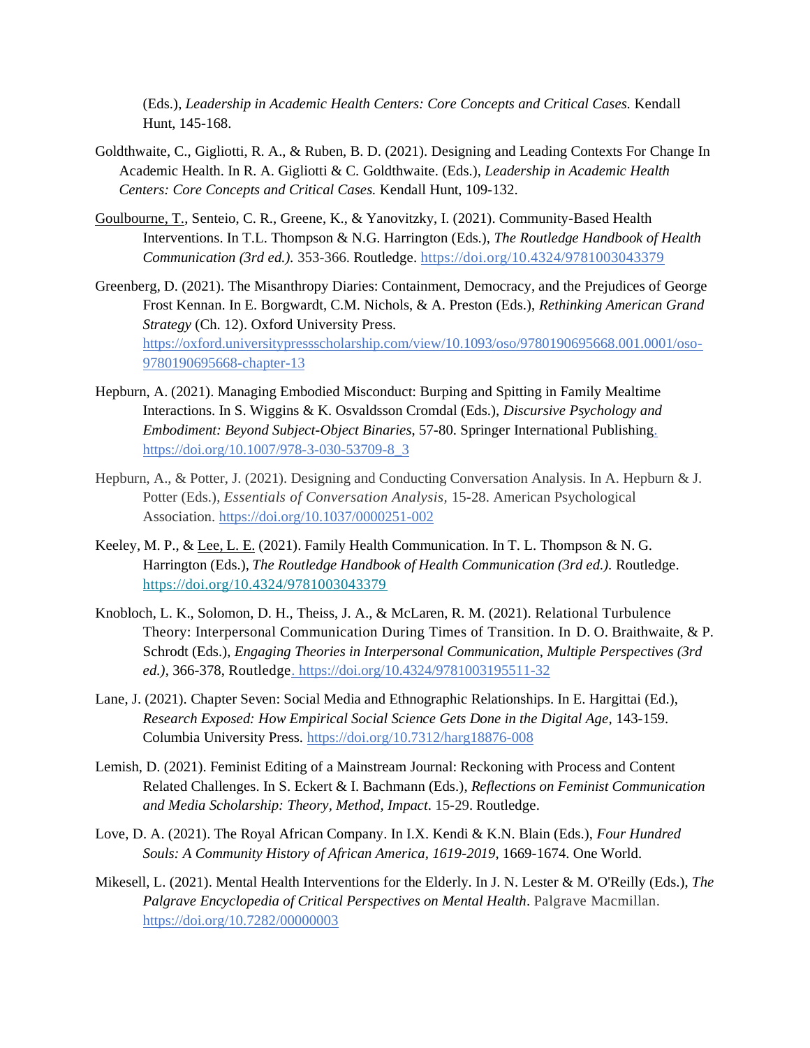(Eds.), *Leadership in Academic Health Centers: Core Concepts and Critical Cases.* Kendall Hunt, 145-168.

Goldthwaite, C., Gigliotti, R. A., & Ruben, B. D. (2021). Designing and Leading Contexts For Change In Academic Health. In R. A. Gigliotti & C. Goldthwaite. (Eds.), *Leadership in Academic Health Centers: Core Concepts and Critical Cases.* Kendall Hunt, 109-132.

<u>Goulbourne, T.</u>, Senteio, C. R., Greene, K., & Yanovitzky, I. (2021). Community-Based Health Interventions. In T.L. Thompson & N.G. Harrington (Eds.), *The Routledge Handbook of Health Communication (3rd ed.).* 353-366. Routledge. https://doi.org/10.4324/9781003043379

Greenberg, D. (2021). The Misanthropy Diaries: Containment, Democracy, and the Prejudices of George Frost Kennan. In E. Borgwardt, C.M. Nichols, & A. Preston (Eds.), *Rethinking American Grand Strategy* (Ch. 12). Oxford University Press. https://oxford.universitypressscholarship.com/view/10.1093/oso/9780190695668.001.0001/oso-9780190695668-chapter-13

Hepburn, A. (2021). Managing Embodied Misconduct: Burping and Spitting in Family Mealtime Interactions. In S. Wiggins & K. Osvaldsson Cromdal (Eds.), *Discursive Psychology and Embodiment: Beyond Subject-Object Binaries*, 57-80. Springer International Publishing. https://doi.org/10.1007/978-3-030-53709-8_3

Hepburn, A., & Potter, J. (2021). Designing and Conducting Conversation Analysis. In A. Hepburn & J. Potter (Eds.), *Essentials of Conversation Analysis,* 15-28. American Psychological Association. https://doi.org/10.1037/0000251-002

Keeley, M. P., & <u>Lee, L. E.</u> (2021). Family Health Communication. In T. L. Thompson & N. G. Harrington (Eds.), *The Routledge Handbook of Health Communication (3rd ed.).* Routledge. https://doi.org/10.4324/9781003043379

Knobloch, L. K., Solomon, D. H., Theiss, J. A., & McLaren, R. M. (2021). Relational Turbulence Theory: Interpersonal Communication During Times of Transition. In D. O. Braithwaite, & P. Schrodt (Eds.), *Engaging Theories in Interpersonal Communication, Multiple Perspectives (3rd ed.)*, 366-378, Routledge. https://doi.org/10.4324/9781003195511-32

Lane, J. (2021). Chapter Seven: Social Media and Ethnographic Relationships. In E. Hargittai (Ed.), *Research Exposed: How Empirical Social Science Gets Done in the Digital Age,* 143-159. Columbia University Press. https://doi.org/10.7312/harg18876-008

Lemish, D. (2021). Feminist Editing of a Mainstream Journal: Reckoning with Process and Content Related Challenges. In S. Eckert & I. Bachmann (Eds.), *Reflections on Feminist Communication and Media Scholarship: Theory, Method, Impact*. 15-29. Routledge.

Love, D. A. (2021). The Royal African Company. In I.X. Kendi & K.N. Blain (Eds.), *Four Hundred Souls: A Community History of African America, 1619-2019*, 1669-1674. One World.

Mikesell, L. (2021). Mental Health Interventions for the Elderly. In J. N. Lester & M. O'Reilly (Eds.), *The Palgrave Encyclopedia of Critical Perspectives on Mental Health*. Palgrave Macmillan. https://doi.org/10.7282/00000003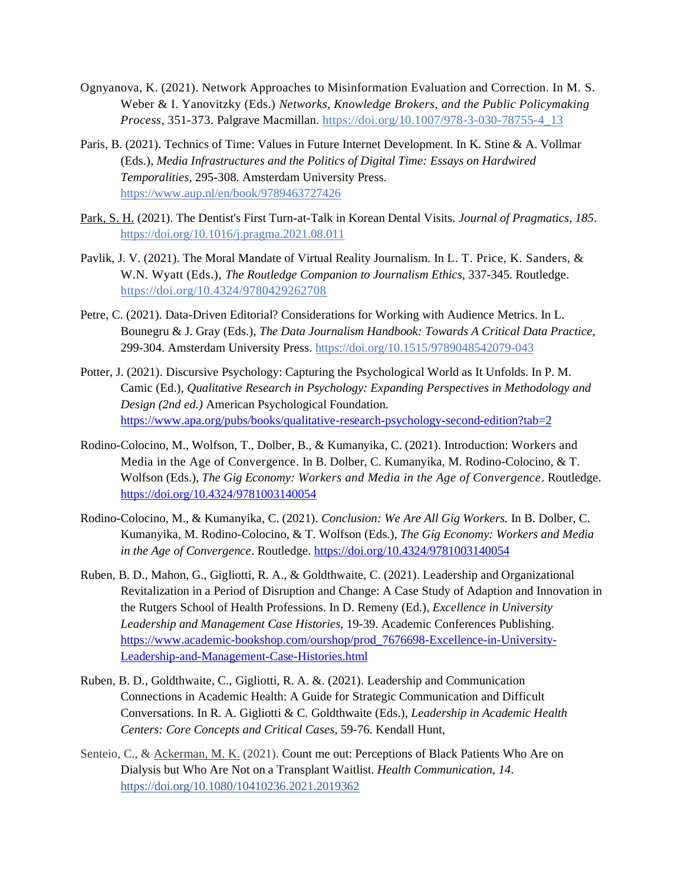Ognyanova, K. (2021). Network Approaches to Misinformation Evaluation and Correction. In M. S. Weber & I. Yanovitzky (Eds.) *Networks, Knowledge Brokers, and the Public Policymaking Process*, 351-373. Palgrave Macmillan. https://doi.org/10.1007/978-3-030-78755-4_13

Paris, B. (2021). Technics of Time: Values in Future Internet Development. In K. Stine & A. Vollmar (Eds.), *Media Infrastructures and the Politics of Digital Time: Essays on Hardwired Temporalities*, 295-308. Amsterdam University Press. https://www.aup.nl/en/book/9789463727426

Park, S. H. (2021). The Dentist's First Turn-at-Talk in Korean Dental Visits. *Journal of Pragmatics, 185*. https://doi.org/10.1016/j.pragma.2021.08.011

Pavlik, J. V. (2021). The Moral Mandate of Virtual Reality Journalism. In L. T. Price, K. Sanders, & W.N. Wyatt (Eds.), *The Routledge Companion to Journalism Ethics*, 337-345. Routledge. https://doi.org/10.4324/9780429262708

Petre, C. (2021). Data-Driven Editorial? Considerations for Working with Audience Metrics. In L. Bounegru & J. Gray (Eds.), *The Data Journalism Handbook: Towards A Critical Data Practice,* 299-304. Amsterdam University Press. https://doi.org/10.1515/9789048542079-043

Potter, J. (2021). Discursive Psychology: Capturing the Psychological World as It Unfolds. In P. M. Camic (Ed.), *Qualitative Research in Psychology: Expanding Perspectives in Methodology and Design (2nd ed.)* American Psychological Foundation. https://www.apa.org/pubs/books/qualitative-research-psychology-second-edition?tab=2

Rodino-Colocino, M., Wolfson, T., Dolber, B., & Kumanyika, C. (2021). Introduction: Workers and Media in the Age of Convergence. In B. Dolber, C. Kumanyika, M. Rodino-Colocino, & T. Wolfson (Eds.), *The Gig Economy: Workers and Media in the Age of Convergence*. Routledge. https://doi.org/10.4324/9781003140054

Rodino-Colocino, M., & Kumanyika, C. (2021). *Conclusion: We Are All Gig Workers.* In B. Dolber, C. Kumanyika, M. Rodino-Colocino, & T. Wolfson (Eds.), *The Gig Economy: Workers and Media in the Age of Convergence*. Routledge. https://doi.org/10.4324/9781003140054

Ruben, B. D., Mahon, G., Gigliotti, R. A., & Goldthwaite, C. (2021). Leadership and Organizational Revitalization in a Period of Disruption and Change: A Case Study of Adaption and Innovation in the Rutgers School of Health Professions. In D. Remeny (Ed.), *Excellence in University Leadership and Management Case Histories*, 19-39. Academic Conferences Publishing. https://www.academic-bookshop.com/ourshop/prod_7676698-Excellence-in-University-Leadership-and-Management-Case-Histories.html

Ruben, B. D., Goldthwaite, C., Gigliotti, R. A. &. (2021). Leadership and Communication Connections in Academic Health: A Guide for Strategic Communication and Difficult Conversations. In R. A. Gigliotti & C. Goldthwaite (Eds.), *Leadership in Academic Health Centers: Core Concepts and Critical Cases,* 59-76. Kendall Hunt,

Senteio, C., & Ackerman, M. K. (2021). Count me out: Perceptions of Black Patients Who Are on Dialysis but Who Are Not on a Transplant Waitlist. *Health Communication*, *14*. https://doi.org/10.1080/10410236.2021.2019362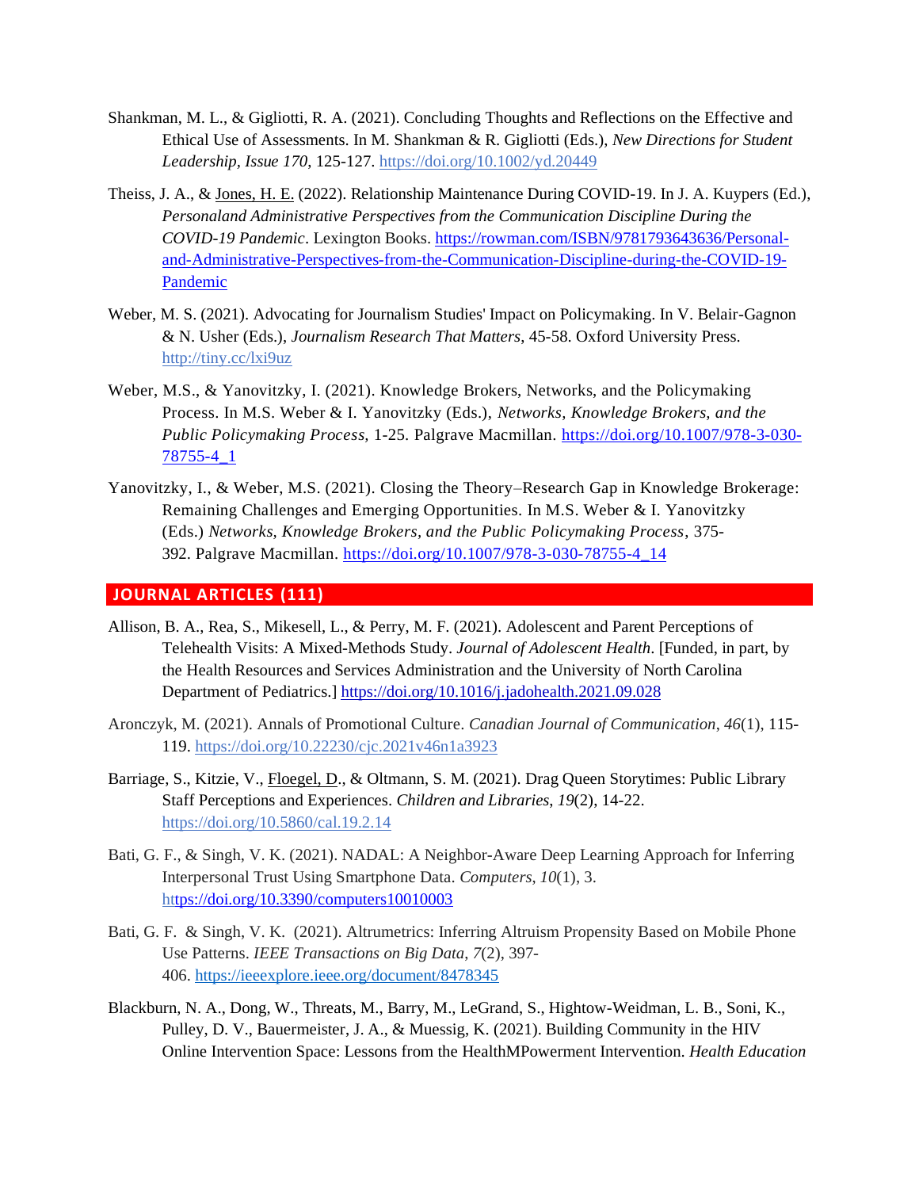Shankman, M. L., & Gigliotti, R. A. (2021). Concluding Thoughts and Reflections on the Effective and Ethical Use of Assessments. In M. Shankman & R. Gigliotti (Eds.), *New Directions for Student Leadership, Issue 170*, 125-127. https://doi.org/10.1002/yd.20449

Theiss, J. A., & Jones, H. E. (2022). Relationship Maintenance During COVID-19. In J. A. Kuypers (Ed.), *Personaland Administrative Perspectives from the Communication Discipline During the COVID-19 Pandemic*. Lexington Books. https://rowman.com/ISBN/9781793643636/Personal-and-Administrative-Perspectives-from-the-Communication-Discipline-during-the-COVID-19-Pandemic

Weber, M. S. (2021). Advocating for Journalism Studies' Impact on Policymaking. In V. Belair-Gagnon & N. Usher (Eds.), *Journalism Research That Matters*, 45-58. Oxford University Press. http://tiny.cc/lxi9uz

Weber, M.S., & Yanovitzky, I. (2021). Knowledge Brokers, Networks, and the Policymaking Process. In M.S. Weber & I. Yanovitzky (Eds.), *Networks, Knowledge Brokers, and the Public Policymaking Process*, 1-25. Palgrave Macmillan. https://doi.org/10.1007/978-3-030-78755-4_1

Yanovitzky, I., & Weber, M.S. (2021). Closing the Theory–Research Gap in Knowledge Brokerage: Remaining Challenges and Emerging Opportunities. In M.S. Weber & I. Yanovitzky (Eds.) *Networks, Knowledge Brokers, and the Public Policymaking Process*, 375-392. Palgrave Macmillan. https://doi.org/10.1007/978-3-030-78755-4_14

## JOURNAL ARTICLES (111)

Allison, B. A., Rea, S., Mikesell, L., & Perry, M. F. (2021). Adolescent and Parent Perceptions of Telehealth Visits: A Mixed-Methods Study. *Journal of Adolescent Health*. [Funded, in part, by the Health Resources and Services Administration and the University of North Carolina Department of Pediatrics.] https://doi.org/10.1016/j.jadohealth.2021.09.028

Aronczyk, M. (2021). Annals of Promotional Culture. *Canadian Journal of Communication*, *46*(1), 115-119. https://doi.org/10.22230/cjc.2021v46n1a3923

Barriage, S., Kitzie, V., Floegel, D., & Oltmann, S. M. (2021). Drag Queen Storytimes: Public Library Staff Perceptions and Experiences. *Children and Libraries*, *19*(2), 14-22. https://doi.org/10.5860/cal.19.2.14

Bati, G. F., & Singh, V. K. (2021). NADAL: A Neighbor-Aware Deep Learning Approach for Inferring Interpersonal Trust Using Smartphone Data. *Computers*, *10*(1), 3. https://doi.org/10.3390/computers10010003

Bati, G. F. & Singh, V. K. (2021). Altrumetrics: Inferring Altruism Propensity Based on Mobile Phone Use Patterns. *IEEE Transactions on Big Data*, *7*(2), 397-406. https://ieeexplore.ieee.org/document/8478345

Blackburn, N. A., Dong, W., Threats, M., Barry, M., LeGrand, S., Hightow-Weidman, L. B., Soni, K., Pulley, D. V., Bauermeister, J. A., & Muessig, K. (2021). Building Community in the HIV Online Intervention Space: Lessons from the HealthMPowerment Intervention. *Health Education*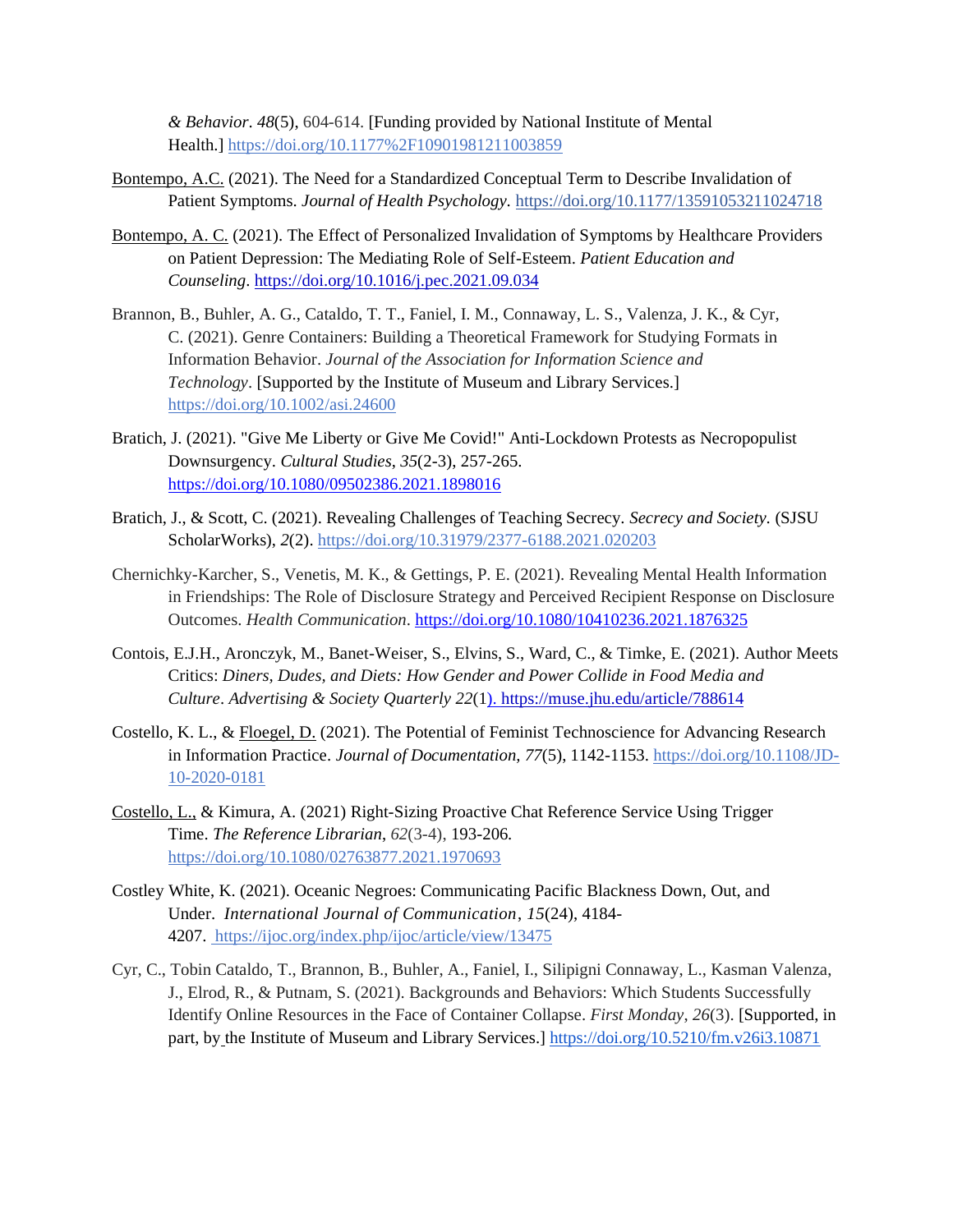*& Behavior*. *48*(5), 604-614. [Funding provided by National Institute of Mental Health.] https://doi.org/10.1177%2F10901981211003859

Bontempo, A.C. (2021). The Need for a Standardized Conceptual Term to Describe Invalidation of Patient Symptoms. *Journal of Health Psychology.* https://doi.org/10.1177/13591053211024718

Bontempo, A. C. (2021). The Effect of Personalized Invalidation of Symptoms by Healthcare Providers on Patient Depression: The Mediating Role of Self-Esteem. *Patient Education and Counseling*. https://doi.org/10.1016/j.pec.2021.09.034

Brannon, B., Buhler, A. G., Cataldo, T. T., Faniel, I. M., Connaway, L. S., Valenza, J. K., & Cyr, C. (2021). Genre Containers: Building a Theoretical Framework for Studying Formats in Information Behavior. *Journal of the Association for Information Science and Technology*. [Supported by the Institute of Museum and Library Services.] https://doi.org/10.1002/asi.24600

Bratich, J. (2021). "Give Me Liberty or Give Me Covid!" Anti-Lockdown Protests as Necropopulist Downsurgency. *Cultural Studies*, *35*(2-3), 257-265. https://doi.org/10.1080/09502386.2021.1898016

Bratich, J., & Scott, C. (2021). Revealing Challenges of Teaching Secrecy. *Secrecy and Society.* (SJSU ScholarWorks), *2*(2). https://doi.org/10.31979/2377-6188.2021.020203

Chernichky-Karcher, S., Venetis, M. K., & Gettings, P. E. (2021). Revealing Mental Health Information in Friendships: The Role of Disclosure Strategy and Perceived Recipient Response on Disclosure Outcomes. *Health Communication*. https://doi.org/10.1080/10410236.2021.1876325

Contois, E.J.H., Aronczyk, M., Banet-Weiser, S., Elvins, S., Ward, C., & Timke, E. (2021). Author Meets Critics: *Diners, Dudes, and Diets: How Gender and Power Collide in Food Media and Culture*. *Advertising & Society Quarterly 22*(1). https://muse.jhu.edu/article/788614

Costello, K. L., & Floegel, D. (2021). The Potential of Feminist Technoscience for Advancing Research in Information Practice. *Journal of Documentation, 77*(5), 1142-1153. https://doi.org/10.1108/JD-10-2020-0181

Costello, L., & Kimura, A. (2021) Right-Sizing Proactive Chat Reference Service Using Trigger Time. *The Reference Librarian*, *62*(3-4), 193-206. https://doi.org/10.1080/02763877.2021.1970693

Costley White, K. (2021). Oceanic Negroes: Communicating Pacific Blackness Down, Out, and Under. *International Journal of Communication*, *15*(24), 4184-4207. https://ijoc.org/index.php/ijoc/article/view/13475

Cyr, C., Tobin Cataldo, T., Brannon, B., Buhler, A., Faniel, I., Silipigni Connaway, L., Kasman Valenza, J., Elrod, R., & Putnam, S. (2021). Backgrounds and Behaviors: Which Students Successfully Identify Online Resources in the Face of Container Collapse. *First Monday*, *26*(3). [Supported, in part, by the Institute of Museum and Library Services.] https://doi.org/10.5210/fm.v26i3.10871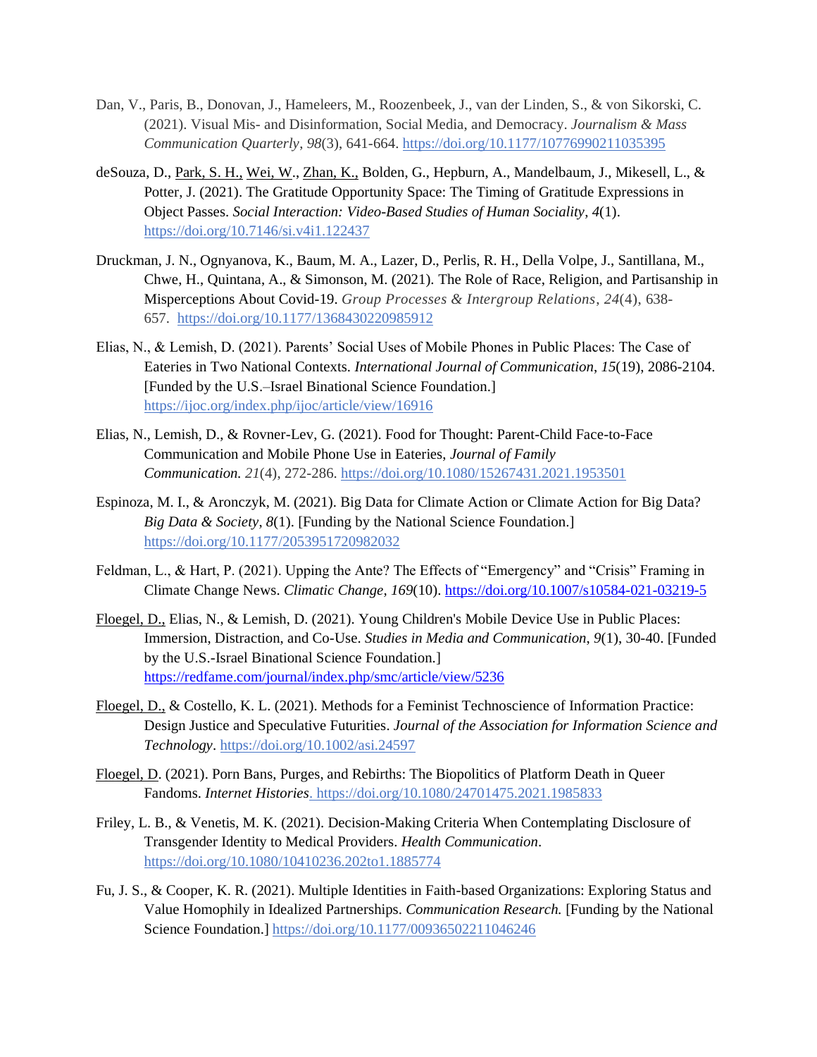Dan, V., Paris, B., Donovan, J., Hameleers, M., Roozenbeek, J., van der Linden, S., & von Sikorski, C. (2021). Visual Mis- and Disinformation, Social Media, and Democracy. *Journalism & Mass Communication Quarterly*, *98*(3), 641-664. https://doi.org/10.1177/10776990211035395

deSouza, D., Park, S. H., Wei, W., Zhan, K., Bolden, G., Hepburn, A., Mandelbaum, J., Mikesell, L., & Potter, J. (2021). The Gratitude Opportunity Space: The Timing of Gratitude Expressions in Object Passes. *Social Interaction: Video-Based Studies of Human Sociality*, *4*(1). https://doi.org/10.7146/si.v4i1.122437

Druckman, J. N., Ognyanova, K., Baum, M. A., Lazer, D., Perlis, R. H., Della Volpe, J., Santillana, M., Chwe, H., Quintana, A., & Simonson, M. (2021). The Role of Race, Religion, and Partisanship in Misperceptions About Covid-19. *Group Processes & Intergroup Relations*, *24*(4), 638-657. https://doi.org/10.1177/1368430220985912

Elias, N., & Lemish, D. (2021). Parents' Social Uses of Mobile Phones in Public Places: The Case of Eateries in Two National Contexts. *International Journal of Communication*, *15*(19), 2086-2104. [Funded by the U.S.–Israel Binational Science Foundation.] https://ijoc.org/index.php/ijoc/article/view/16916

Elias, N., Lemish, D., & Rovner-Lev, G. (2021). Food for Thought: Parent-Child Face-to-Face Communication and Mobile Phone Use in Eateries, *Journal of Family Communication. 21*(4), 272-286. https://doi.org/10.1080/15267431.2021.1953501

Espinoza, M. I., & Aronczyk, M. (2021). Big Data for Climate Action or Climate Action for Big Data? *Big Data & Society*, *8*(1). [Funding by the National Science Foundation.] https://doi.org/10.1177/2053951720982032

Feldman, L., & Hart, P. (2021). Upping the Ante? The Effects of "Emergency" and "Crisis" Framing in Climate Change News. *Climatic Change*, *169*(10). https://doi.org/10.1007/s10584-021-03219-5

Floegel, D., Elias, N., & Lemish, D. (2021). Young Children's Mobile Device Use in Public Places: Immersion, Distraction, and Co-Use. *Studies in Media and Communication*, *9*(1), 30-40. [Funded by the U.S.-Israel Binational Science Foundation.] https://redfame.com/journal/index.php/smc/article/view/5236

Floegel, D., & Costello, K. L. (2021). Methods for a Feminist Technoscience of Information Practice: Design Justice and Speculative Futurities. *Journal of the Association for Information Science and Technology*. https://doi.org/10.1002/asi.24597

Floegel, D. (2021). Porn Bans, Purges, and Rebirths: The Biopolitics of Platform Death in Queer Fandoms. *Internet Histories*. https://doi.org/10.1080/24701475.2021.1985833

Friley, L. B., & Venetis, M. K. (2021). Decision-Making Criteria When Contemplating Disclosure of Transgender Identity to Medical Providers. *Health Communication*. https://doi.org/10.1080/10410236.202to1.1885774

Fu, J. S., & Cooper, K. R. (2021). Multiple Identities in Faith-based Organizations: Exploring Status and Value Homophily in Idealized Partnerships. *Communication Research*. [Funding by the National Science Foundation.] https://doi.org/10.1177/00936502211046246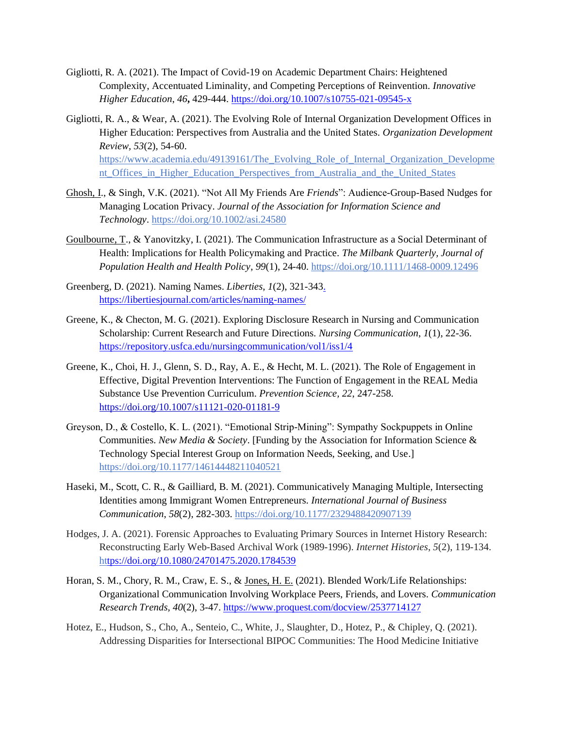Gigliotti, R. A. (2021). The Impact of Covid-19 on Academic Department Chairs: Heightened Complexity, Accentuated Liminality, and Competing Perceptions of Reinvention. *Innovative Higher Education*, *46***,** 429-444. https://doi.org/10.1007/s10755-021-09545-x

Gigliotti, R. A., & Wear, A. (2021). The Evolving Role of Internal Organization Development Offices in Higher Education: Perspectives from Australia and the United States. *Organization Development Review, 53*(2), 54-60. https://www.academia.edu/49139161/The_Evolving_Role_of_Internal_Organization_Development_Offices_in_Higher_Education_Perspectives_from_Australia_and_the_United_States

Ghosh, I., & Singh, V.K. (2021). "Not All My Friends Are *Friends*": Audience-Group-Based Nudges for Managing Location Privacy. *Journal of the Association for Information Science and Technology*. https://doi.org/10.1002/asi.24580

Goulbourne, T., & Yanovitzky, I. (2021). The Communication Infrastructure as a Social Determinant of Health: Implications for Health Policymaking and Practice. *The Milbank Quarterly, Journal of Population Health and Health Policy*, *99*(1), 24-40. https://doi.org/10.1111/1468-0009.12496

Greenberg, D. (2021). Naming Names. *Liberties*, *1*(2), 321-343. https://libertiesjournal.com/articles/naming-names/

Greene, K., & Checton, M. G. (2021). Exploring Disclosure Research in Nursing and Communication Scholarship: Current Research and Future Directions. *Nursing Communication*, *1*(1), 22-36. https://repository.usfca.edu/nursingcommunication/vol1/iss1/4

Greene, K., Choi, H. J., Glenn, S. D., Ray, A. E., & Hecht, M. L. (2021). The Role of Engagement in Effective, Digital Prevention Interventions: The Function of Engagement in the REAL Media Substance Use Prevention Curriculum. *Prevention Science, 22*, 247-258. https://doi.org/10.1007/s11121-020-01181-9

Greyson, D., & Costello, K. L. (2021). "Emotional Strip-Mining": Sympathy Sockpuppets in Online Communities. *New Media & Society*. [Funding by the Association for Information Science & Technology Special Interest Group on Information Needs, Seeking, and Use.] https://doi.org/10.1177/14614448211040521

Haseki, M., Scott, C. R., & Gailliard, B. M. (2021). Communicatively Managing Multiple, Intersecting Identities among Immigrant Women Entrepreneurs. *International Journal of Business Communication*, *58*(2), 282-303. https://doi.org/10.1177/2329488420907139

Hodges, J. A. (2021). Forensic Approaches to Evaluating Primary Sources in Internet History Research: Reconstructing Early Web-Based Archival Work (1989-1996). *Internet Histories*, *5*(2), 119-134. https://doi.org/10.1080/24701475.2020.1784539

Horan, S. M., Chory, R. M., Craw, E. S., & Jones, H. E. (2021). Blended Work/Life Relationships: Organizational Communication Involving Workplace Peers, Friends, and Lovers. *Communication Research Trends, 40*(2), 3-47. https://www.proquest.com/docview/2537714127

Hotez, E., Hudson, S., Cho, A., Senteio, C., White, J., Slaughter, D., Hotez, P., & Chipley, Q. (2021). Addressing Disparities for Intersectional BIPOC Communities: The Hood Medicine Initiative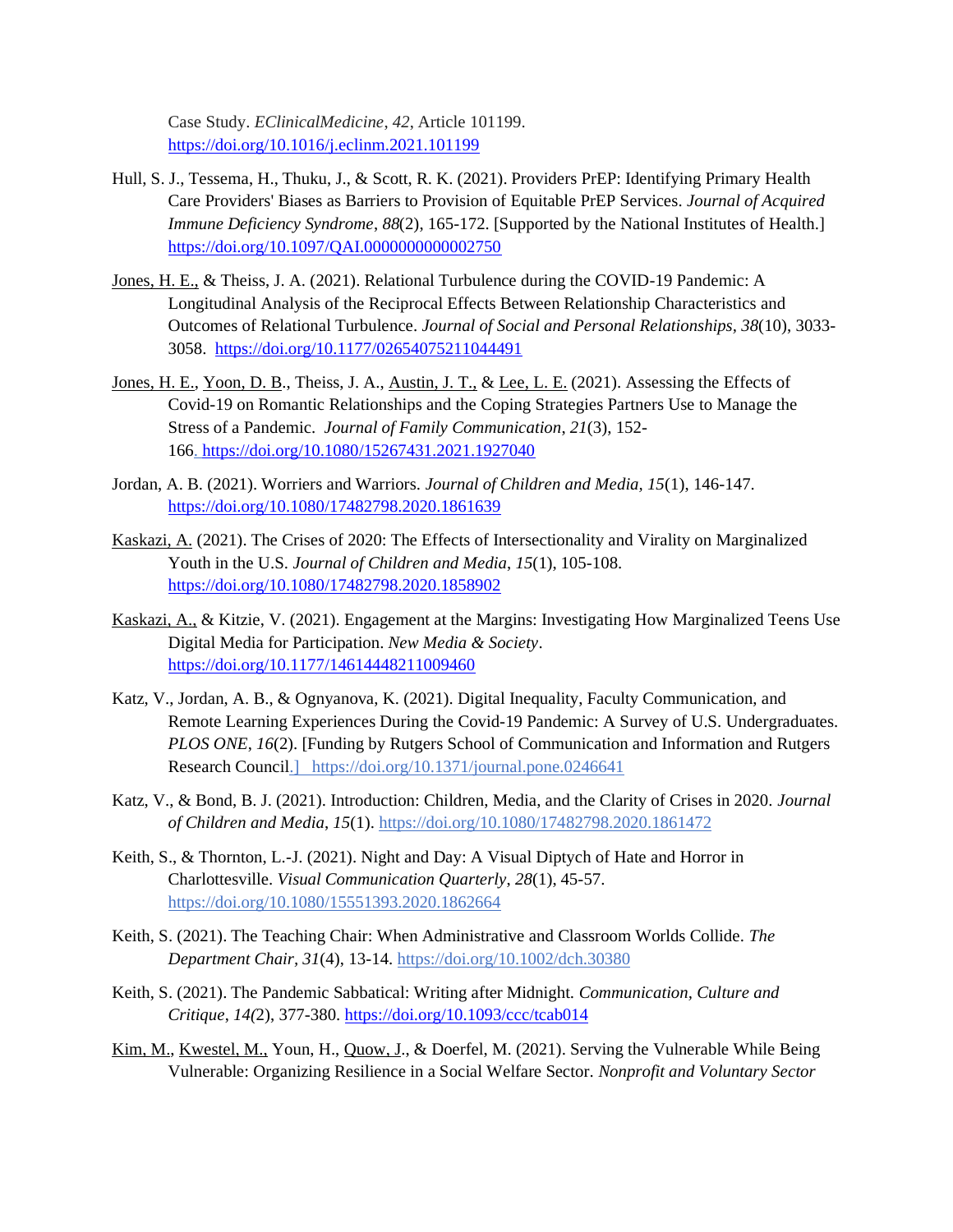Case Study. *EClinicalMedicine*, *42*, Article 101199. https://doi.org/10.1016/j.eclinm.2021.101199

Hull, S. J., Tessema, H., Thuku, J., & Scott, R. K. (2021). Providers PrEP: Identifying Primary Health Care Providers' Biases as Barriers to Provision of Equitable PrEP Services. *Journal of Acquired Immune Deficiency Syndrome*, *88*(2), 165-172. [Supported by the National Institutes of Health.] https://doi.org/10.1097/QAI.0000000000002750

Jones, H. E., & Theiss, J. A. (2021). Relational Turbulence during the COVID-19 Pandemic: A Longitudinal Analysis of the Reciprocal Effects Between Relationship Characteristics and Outcomes of Relational Turbulence. *Journal of Social and Personal Relationships*, *38*(10), 3033-3058. https://doi.org/10.1177/02654075211044491

Jones, H. E., Yoon, D. B., Theiss, J. A., Austin, J. T., & Lee, L. E. (2021). Assessing the Effects of Covid-19 on Romantic Relationships and the Coping Strategies Partners Use to Manage the Stress of a Pandemic. *Journal of Family Communication*, *21*(3), 152-166. https://doi.org/10.1080/15267431.2021.1927040

Jordan, A. B. (2021). Worriers and Warriors. *Journal of Children and Media*, *15*(1), 146-147. https://doi.org/10.1080/17482798.2020.1861639

Kaskazi, A. (2021). The Crises of 2020: The Effects of Intersectionality and Virality on Marginalized Youth in the U.S. *Journal of Children and Media*, *15*(1), 105-108. https://doi.org/10.1080/17482798.2020.1858902

Kaskazi, A., & Kitzie, V. (2021). Engagement at the Margins: Investigating How Marginalized Teens Use Digital Media for Participation. *New Media & Society*. https://doi.org/10.1177/14614448211009460

Katz, V., Jordan, A. B., & Ognyanova, K. (2021). Digital Inequality, Faculty Communication, and Remote Learning Experiences During the Covid-19 Pandemic: A Survey of U.S. Undergraduates. *PLOS ONE*, *16*(2). [Funding by Rutgers School of Communication and Information and Rutgers Research Council.] https://doi.org/10.1371/journal.pone.0246641

Katz, V., & Bond, B. J. (2021). Introduction: Children, Media, and the Clarity of Crises in 2020. *Journal of Children and Media*, *15*(1). https://doi.org/10.1080/17482798.2020.1861472

Keith, S., & Thornton, L.-J. (2021). Night and Day: A Visual Diptych of Hate and Horror in Charlottesville. *Visual Communication Quarterly*, *28*(1), 45-57. https://doi.org/10.1080/15551393.2020.1862664

Keith, S. (2021). The Teaching Chair: When Administrative and Classroom Worlds Collide. *The Department Chair*, *31*(4), 13-14. https://doi.org/10.1002/dch.30380

Keith, S. (2021). The Pandemic Sabbatical: Writing after Midnight. *Communication, Culture and Critique*, *14*(2), 377-380. https://doi.org/10.1093/ccc/tcab014

Kim, M., Kwestel, M., Youn, H., Quow, J., & Doerfel, M. (2021). Serving the Vulnerable While Being Vulnerable: Organizing Resilience in a Social Welfare Sector. *Nonprofit and Voluntary Sector*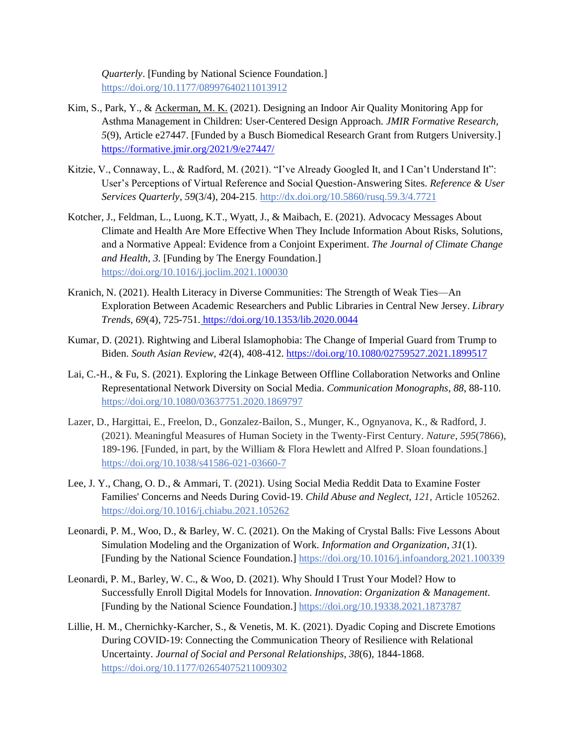*Quarterly*. [Funding by National Science Foundation.] https://doi.org/10.1177/08997640211013912

Kim, S., Park, Y., & Ackerman, M. K. (2021). Designing an Indoor Air Quality Monitoring App for Asthma Management in Children: User-Centered Design Approach. *JMIR Formative Research, 5*(9), Article e27447. [Funded by a Busch Biomedical Research Grant from Rutgers University.] https://formative.jmir.org/2021/9/e27447/

Kitzie, V., Connaway, L., & Radford, M. (2021). "I've Already Googled It, and I Can't Understand It": User's Perceptions of Virtual Reference and Social Question-Answering Sites. *Reference & User Services Quarterly, 59*(3/4), 204-215. http://dx.doi.org/10.5860/rusq.59.3/4.7721

Kotcher, J., Feldman, L., Luong, K.T., Wyatt, J., & Maibach, E. (2021). Advocacy Messages About Climate and Health Are More Effective When They Include Information About Risks, Solutions, and a Normative Appeal: Evidence from a Conjoint Experiment. *The Journal of Climate Change and Health, 3.* [Funding by The Energy Foundation.] https://doi.org/10.1016/j.joclim.2021.100030

Kranich, N. (2021). Health Literacy in Diverse Communities: The Strength of Weak Ties—An Exploration Between Academic Researchers and Public Libraries in Central New Jersey. *Library Trends, 69*(4), 725-751. https://doi.org/10.1353/lib.2020.0044

Kumar, D. (2021). Rightwing and Liberal Islamophobia: The Change of Imperial Guard from Trump to Biden. *South Asian Review, 42*(4), 408-412. https://doi.org/10.1080/02759527.2021.1899517

Lai, C.-H., & Fu, S. (2021). Exploring the Linkage Between Offline Collaboration Networks and Online Representational Network Diversity on Social Media. *Communication Monographs*, *88*, 88-110. https://doi.org/10.1080/03637751.2020.1869797

Lazer, D., Hargittai, E., Freelon, D., Gonzalez-Bailon, S., Munger, K., Ognyanova, K., & Radford, J. (2021). Meaningful Measures of Human Society in the Twenty-First Century. *Nature*, *595*(7866), 189-196. [Funded, in part, by the William & Flora Hewlett and Alfred P. Sloan foundations.] https://doi.org/10.1038/s41586-021-03660-7

Lee, J. Y., Chang, O. D., & Ammari, T. (2021). Using Social Media Reddit Data to Examine Foster Families' Concerns and Needs During Covid-19. *Child Abuse and Neglect*, *121*, Article 105262. https://doi.org/10.1016/j.chiabu.2021.105262

Leonardi, P. M., Woo, D., & Barley, W. C. (2021). On the Making of Crystal Balls: Five Lessons About Simulation Modeling and the Organization of Work. *Information and Organization*, *31*(1). [Funding by the National Science Foundation.] https://doi.org/10.1016/j.infoandorg.2021.100339

Leonardi, P. M., Barley, W. C., & Woo, D. (2021). Why Should I Trust Your Model? How to Successfully Enroll Digital Models for Innovation. *Innovation*: *Organization & Management*. [Funding by the National Science Foundation.] https://doi.org/10.19338.2021.1873787

Lillie, H. M., Chernichky-Karcher, S., & Venetis, M. K. (2021). Dyadic Coping and Discrete Emotions During COVID-19: Connecting the Communication Theory of Resilience with Relational Uncertainty. *Journal of Social and Personal Relationships*, *38*(6), 1844-1868. https://doi.org/10.1177/02654075211009302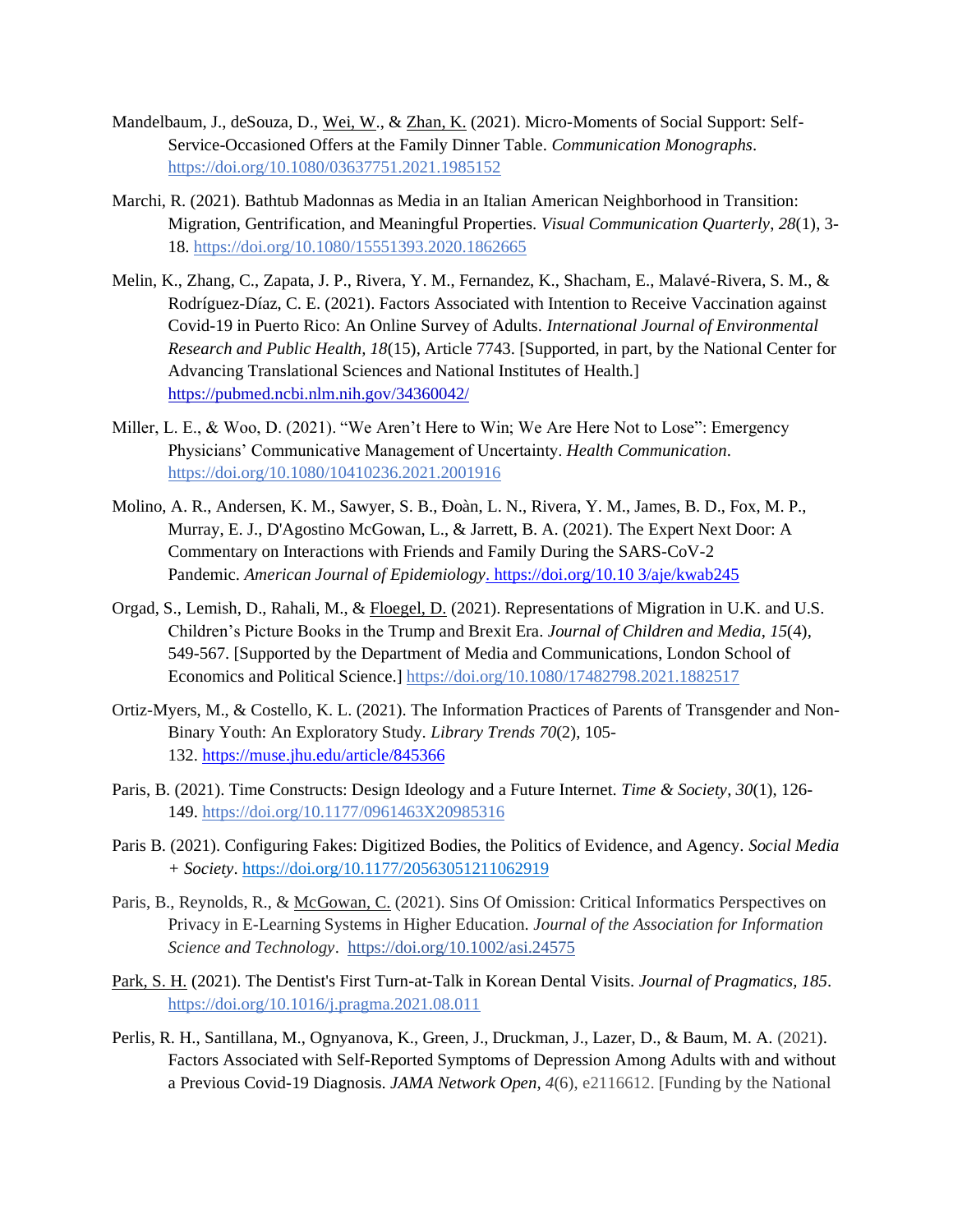Mandelbaum, J., deSouza, D., Wei, W., & Zhan, K. (2021). Micro-Moments of Social Support: Self-Service-Occasioned Offers at the Family Dinner Table. *Communication Monographs*. https://doi.org/10.1080/03637751.2021.1985152

Marchi, R. (2021). Bathtub Madonnas as Media in an Italian American Neighborhood in Transition: Migration, Gentrification, and Meaningful Properties. *Visual Communication Quarterly*, *28*(1), 3-18. https://doi.org/10.1080/15551393.2020.1862665

Melin, K., Zhang, C., Zapata, J. P., Rivera, Y. M., Fernandez, K., Shacham, E., Malavé-Rivera, S. M., & Rodríguez-Díaz, C. E. (2021). Factors Associated with Intention to Receive Vaccination against Covid-19 in Puerto Rico: An Online Survey of Adults. *International Journal of Environmental Research and Public Health, 18*(15), Article 7743. [Supported, in part, by the National Center for Advancing Translational Sciences and National Institutes of Health.] https://pubmed.ncbi.nlm.nih.gov/34360042/

Miller, L. E., & Woo, D. (2021). "We Aren't Here to Win; We Are Here Not to Lose": Emergency Physicians' Communicative Management of Uncertainty. *Health Communication*. https://doi.org/10.1080/10410236.2021.2001916

Molino, A. R., Andersen, K. M., Sawyer, S. B., Đoàn, L. N., Rivera, Y. M., James, B. D., Fox, M. P., Murray, E. J., D'Agostino McGowan, L., & Jarrett, B. A. (2021). The Expert Next Door: A Commentary on Interactions with Friends and Family During the SARS-CoV-2 Pandemic. *American Journal of Epidemiology*. https://doi.org/10.10 3/aje/kwab245

Orgad, S., Lemish, D., Rahali, M., & Floegel, D. (2021). Representations of Migration in U.K. and U.S. Children's Picture Books in the Trump and Brexit Era. *Journal of Children and Media*, *15*(4), 549-567. [Supported by the Department of Media and Communications, London School of Economics and Political Science.] https://doi.org/10.1080/17482798.2021.1882517

Ortiz-Myers, M., & Costello, K. L. (2021). The Information Practices of Parents of Transgender and Non-Binary Youth: An Exploratory Study. *Library Trends 70*(2), 105-132. https://muse.jhu.edu/article/845366

Paris, B. (2021). Time Constructs: Design Ideology and a Future Internet. *Time & Society*, *30*(1), 126-149. https://doi.org/10.1177/0961463X20985316

Paris B. (2021). Configuring Fakes: Digitized Bodies, the Politics of Evidence, and Agency. *Social Media + Society*. https://doi.org/10.1177/20563051211062919

Paris, B., Reynolds, R., & McGowan, C. (2021). Sins Of Omission: Critical Informatics Perspectives on Privacy in E-Learning Systems in Higher Education. *Journal of the Association for Information Science and Technology*. https://doi.org/10.1002/asi.24575

Park, S. H. (2021). The Dentist's First Turn-at-Talk in Korean Dental Visits. *Journal of Pragmatics, 185*. https://doi.org/10.1016/j.pragma.2021.08.011

Perlis, R. H., Santillana, M., Ognyanova, K., Green, J., Druckman, J., Lazer, D., & Baum, M. A. (2021). Factors Associated with Self-Reported Symptoms of Depression Among Adults with and without a Previous Covid-19 Diagnosis. *JAMA Network Open*, *4*(6), e2116612. [Funding by the National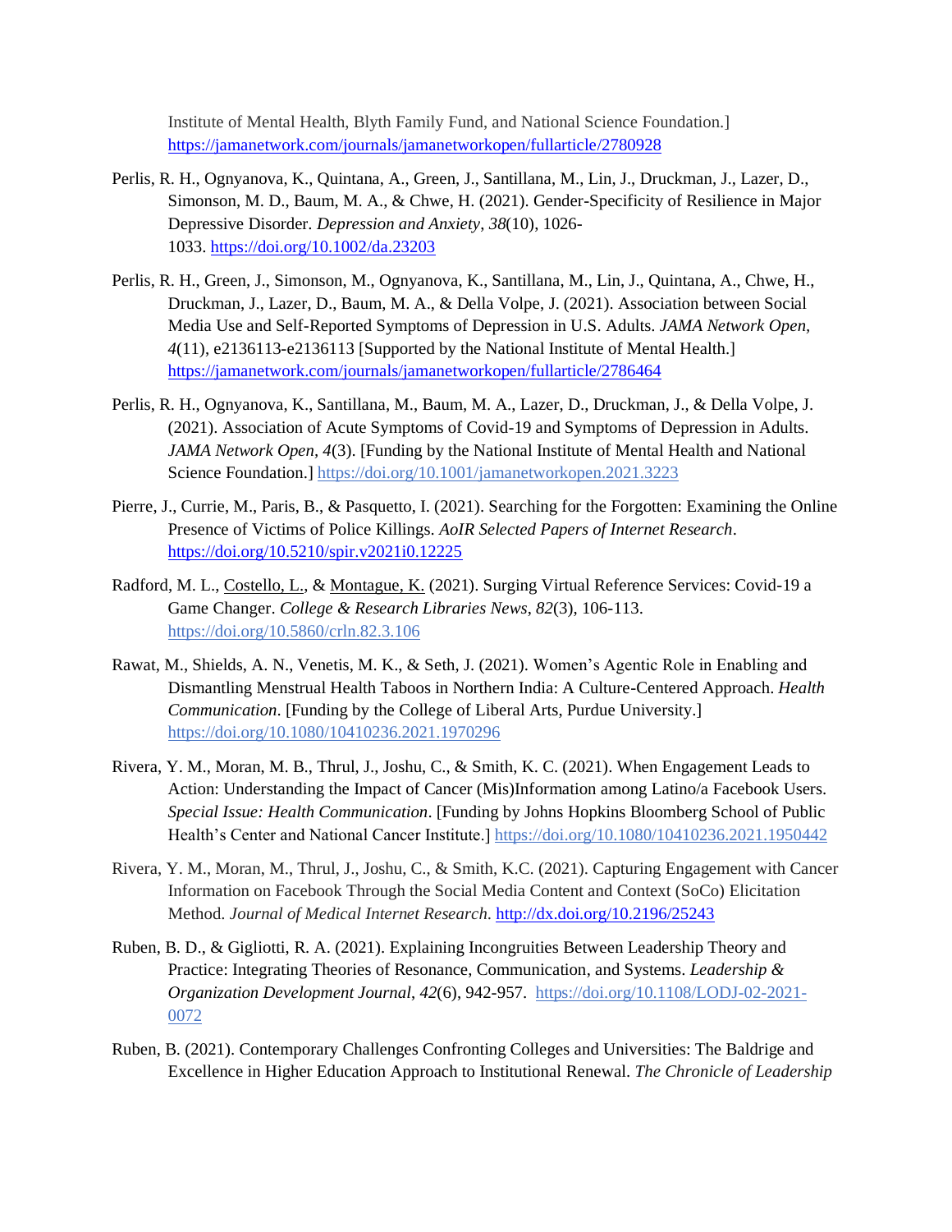Institute of Mental Health, Blyth Family Fund, and National Science Foundation.] https://jamanetwork.com/journals/jamanetworkopen/fullarticle/2780928

Perlis, R. H., Ognyanova, K., Quintana, A., Green, J., Santillana, M., Lin, J., Druckman, J., Lazer, D., Simonson, M. D., Baum, M. A., & Chwe, H. (2021). Gender-Specificity of Resilience in Major Depressive Disorder. *Depression and Anxiety*, *38*(10), 1026-1033. https://doi.org/10.1002/da.23203

Perlis, R. H., Green, J., Simonson, M., Ognyanova, K., Santillana, M., Lin, J., Quintana, A., Chwe, H., Druckman, J., Lazer, D., Baum, M. A., & Della Volpe, J. (2021). Association between Social Media Use and Self-Reported Symptoms of Depression in U.S. Adults. *JAMA Network Open*, *4*(11), e2136113-e2136113 [Supported by the National Institute of Mental Health.] https://jamanetwork.com/journals/jamanetworkopen/fullarticle/2786464

Perlis, R. H., Ognyanova, K., Santillana, M., Baum, M. A., Lazer, D., Druckman, J., & Della Volpe, J. (2021). Association of Acute Symptoms of Covid-19 and Symptoms of Depression in Adults. *JAMA Network Open*, *4*(3). [Funding by the National Institute of Mental Health and National Science Foundation.] https://doi.org/10.1001/jamanetworkopen.2021.3223

Pierre, J., Currie, M., Paris, B., & Pasquetto, I. (2021). Searching for the Forgotten: Examining the Online Presence of Victims of Police Killings. *AoIR Selected Papers of Internet Research*. https://doi.org/10.5210/spir.v2021i0.12225

Radford, M. L., Costello, L., & Montague, K. (2021). Surging Virtual Reference Services: Covid-19 a Game Changer. *College & Research Libraries News*, *82*(3), 106-113. https://doi.org/10.5860/crln.82.3.106

Rawat, M., Shields, A. N., Venetis, M. K., & Seth, J. (2021). Women's Agentic Role in Enabling and Dismantling Menstrual Health Taboos in Northern India: A Culture-Centered Approach. *Health Communication*. [Funding by the College of Liberal Arts, Purdue University.] https://doi.org/10.1080/10410236.2021.1970296

Rivera, Y. M., Moran, M. B., Thrul, J., Joshu, C., & Smith, K. C. (2021). When Engagement Leads to Action: Understanding the Impact of Cancer (Mis)Information among Latino/a Facebook Users. *Special Issue: Health Communication*. [Funding by Johns Hopkins Bloomberg School of Public Health's Center and National Cancer Institute.] https://doi.org/10.1080/10410236.2021.1950442

Rivera, Y. M., Moran, M., Thrul, J., Joshu, C., & Smith, K.C. (2021). Capturing Engagement with Cancer Information on Facebook Through the Social Media Content and Context (SoCo) Elicitation Method. *Journal of Medical Internet Research*. http://dx.doi.org/10.2196/25243

Ruben, B. D., & Gigliotti, R. A. (2021). Explaining Incongruities Between Leadership Theory and Practice: Integrating Theories of Resonance, Communication, and Systems. *Leadership & Organization Development Journal*, *42*(6), 942-957. https://doi.org/10.1108/LODJ-02-2021-0072

Ruben, B. (2021). Contemporary Challenges Confronting Colleges and Universities: The Baldrige and Excellence in Higher Education Approach to Institutional Renewal. *The Chronicle of Leadership*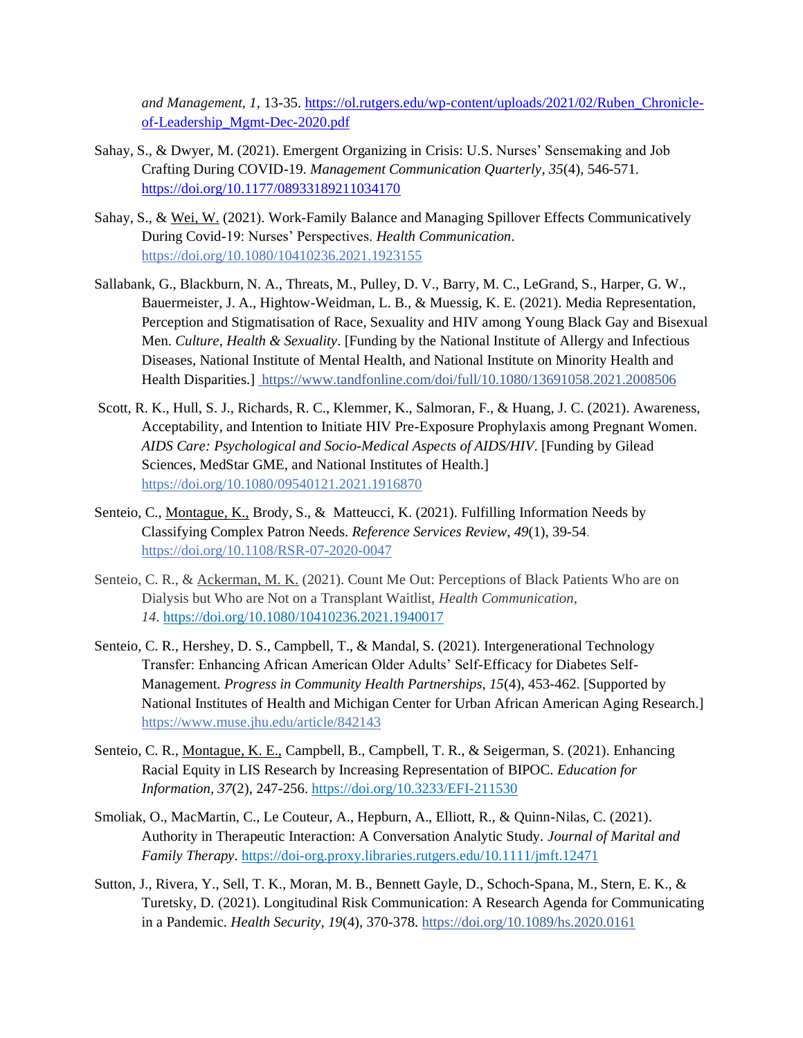*and Management, 1*, 13-35. https://ol.rutgers.edu/wp-content/uploads/2021/02/Ruben_Chronicle-of-Leadership_Mgmt-Dec-2020.pdf

Sahay, S., & Dwyer, M. (2021). Emergent Organizing in Crisis: U.S. Nurses' Sensemaking and Job Crafting During COVID-19. *Management Communication Quarterly*, *35*(4), 546-571. https://doi.org/10.1177/08933189211034170

Sahay, S., & Wei, W. (2021). Work-Family Balance and Managing Spillover Effects Communicatively During Covid-19: Nurses' Perspectives. *Health Communication*. https://doi.org/10.1080/10410236.2021.1923155

Sallabank, G., Blackburn, N. A., Threats, M., Pulley, D. V., Barry, M. C., LeGrand, S., Harper, G. W., Bauermeister, J. A., Hightow-Weidman, L. B., & Muessig, K. E. (2021). Media Representation, Perception and Stigmatisation of Race, Sexuality and HIV among Young Black Gay and Bisexual Men. *Culture, Health & Sexuality*. [Funding by the National Institute of Allergy and Infectious Diseases, National Institute of Mental Health, and National Institute on Minority Health and Health Disparities.] https://www.tandfonline.com/doi/full/10.1080/13691058.2021.2008506

Scott, R. K., Hull, S. J., Richards, R. C., Klemmer, K., Salmoran, F., & Huang, J. C. (2021). Awareness, Acceptability, and Intention to Initiate HIV Pre-Exposure Prophylaxis among Pregnant Women. *AIDS Care: Psychological and Socio-Medical Aspects of AIDS/HIV*. [Funding by Gilead Sciences, MedStar GME, and National Institutes of Health.] https://doi.org/10.1080/09540121.2021.1916870

Senteio, C., Montague, K., Brody, S., & Matteucci, K. (2021). Fulfilling Information Needs by Classifying Complex Patron Needs. *Reference Services Review*, *49*(1), 39-54. https://doi.org/10.1108/RSR-07-2020-0047

Senteio, C. R., & Ackerman, M. K. (2021). Count Me Out: Perceptions of Black Patients Who are on Dialysis but Who are Not on a Transplant Waitlist, *Health Communication*, *14*. https://doi.org/10.1080/10410236.2021.1940017

Senteio, C. R., Hershey, D. S., Campbell, T., & Mandal, S. (2021). Intergenerational Technology Transfer: Enhancing African American Older Adults' Self-Efficacy for Diabetes Self-Management. *Progress in Community Health Partnerships*, *15*(4), 453-462. [Supported by National Institutes of Health and Michigan Center for Urban African American Aging Research.] https://www.muse.jhu.edu/article/842143

Senteio, C. R., Montague, K. E., Campbell, B., Campbell, T. R., & Seigerman, S. (2021). Enhancing Racial Equity in LIS Research by Increasing Representation of BIPOC. *Education for Information*, *37*(2), 247-256. https://doi.org/10.3233/EFI-211530

Smoliak, O., MacMartin, C., Le Couteur, A., Hepburn, A., Elliott, R., & Quinn-Nilas, C. (2021). Authority in Therapeutic Interaction: A Conversation Analytic Study. *Journal of Marital and Family Therapy*. https://doi-org.proxy.libraries.rutgers.edu/10.1111/jmft.12471

Sutton, J., Rivera, Y., Sell, T. K., Moran, M. B., Bennett Gayle, D., Schoch-Spana, M., Stern, E. K., & Turetsky, D. (2021). Longitudinal Risk Communication: A Research Agenda for Communicating in a Pandemic. *Health Security, 19*(4), 370-378. https://doi.org/10.1089/hs.2020.0161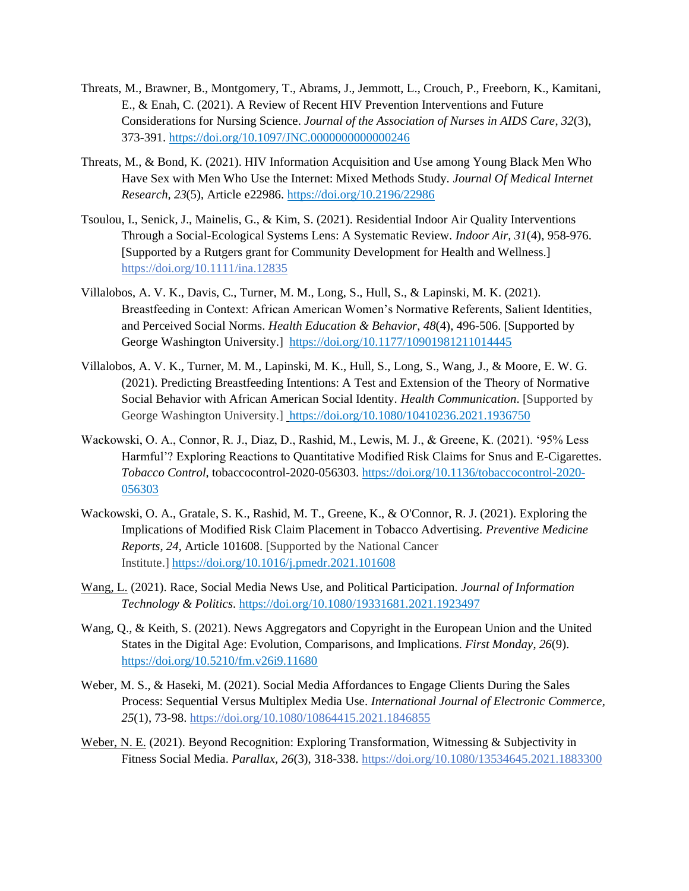Threats, M., Brawner, B., Montgomery, T., Abrams, J., Jemmott, L., Crouch, P., Freeborn, K., Kamitani, E., & Enah, C. (2021). A Review of Recent HIV Prevention Interventions and Future Considerations for Nursing Science. *Journal of the Association of Nurses in AIDS Care*, *32*(3), 373-391. https://doi.org/10.1097/JNC.0000000000000246

Threats, M., & Bond, K. (2021). HIV Information Acquisition and Use among Young Black Men Who Have Sex with Men Who Use the Internet: Mixed Methods Study. *Journal Of Medical Internet Research, 23*(5), Article e22986. https://doi.org/10.2196/22986

Tsoulou, I., Senick, J., Mainelis, G., & Kim, S. (2021). Residential Indoor Air Quality Interventions Through a Social-Ecological Systems Lens: A Systematic Review. *Indoor Air, 31*(4), 958-976. [Supported by a Rutgers grant for Community Development for Health and Wellness.] https://doi.org/10.1111/ina.12835

Villalobos, A. V. K., Davis, C., Turner, M. M., Long, S., Hull, S., & Lapinski, M. K. (2021). Breastfeeding in Context: African American Women's Normative Referents, Salient Identities, and Perceived Social Norms. *Health Education & Behavior*, *48*(4), 496-506. [Supported by George Washington University.] https://doi.org/10.1177/10901981211014445

Villalobos, A. V. K., Turner, M. M., Lapinski, M. K., Hull, S., Long, S., Wang, J., & Moore, E. W. G. (2021). Predicting Breastfeeding Intentions: A Test and Extension of the Theory of Normative Social Behavior with African American Social Identity. *Health Communication*. [Supported by George Washington University.] https://doi.org/10.1080/10410236.2021.1936750

Wackowski, O. A., Connor, R. J., Diaz, D., Rashid, M., Lewis, M. J., & Greene, K. (2021). '95% Less Harmful'? Exploring Reactions to Quantitative Modified Risk Claims for Snus and E-Cigarettes. *Tobacco Control*, tobaccocontrol-2020-056303. https://doi.org/10.1136/tobaccocontrol-2020-056303

Wackowski, O. A., Gratale, S. K., Rashid, M. T., Greene, K., & O'Connor, R. J. (2021). Exploring the Implications of Modified Risk Claim Placement in Tobacco Advertising. *Preventive Medicine Reports*, *24*, Article 101608. [Supported by the National Cancer Institute.] https://doi.org/10.1016/j.pmedr.2021.101608

<u>Wang, L.</u> (2021). Race, Social Media News Use, and Political Participation. *Journal of Information Technology & Politics*. https://doi.org/10.1080/19331681.2021.1923497

Wang, Q., & Keith, S. (2021). News Aggregators and Copyright in the European Union and the United States in the Digital Age: Evolution, Comparisons, and Implications. *First Monday*, *26*(9). https://doi.org/10.5210/fm.v26i9.11680

Weber, M. S., & Haseki, M. (2021). Social Media Affordances to Engage Clients During the Sales Process: Sequential Versus Multiplex Media Use. *International Journal of Electronic Commerce*, *25*(1), 73-98. https://doi.org/10.1080/10864415.2021.1846855

<u>Weber, N. E.</u> (2021). Beyond Recognition: Exploring Transformation, Witnessing & Subjectivity in Fitness Social Media. *Parallax, 26*(3), 318-338. https://doi.org/10.1080/13534645.2021.1883300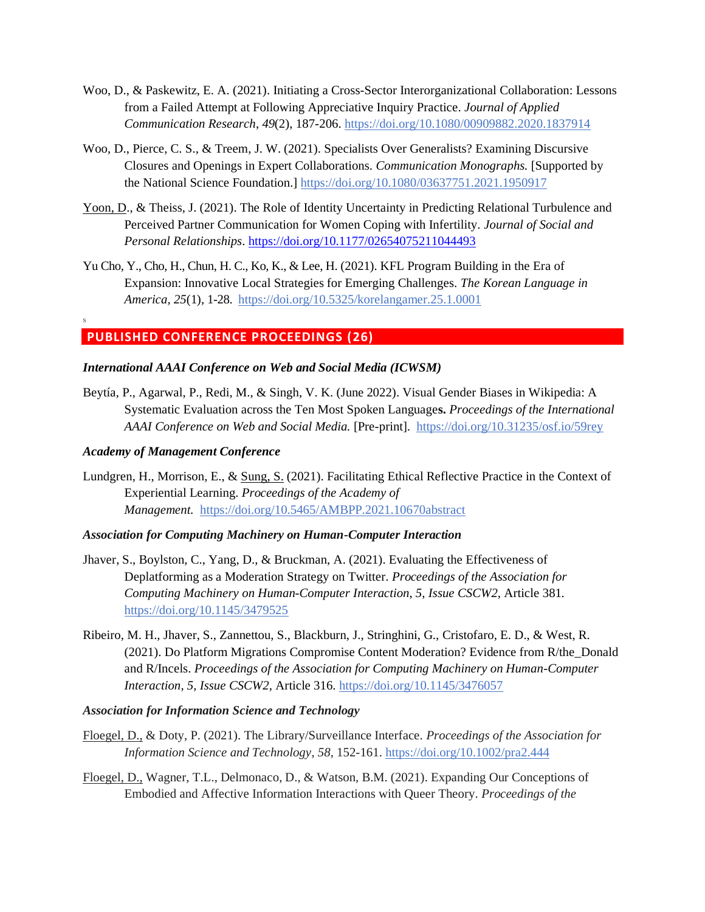Woo, D., & Paskewitz, E. A. (2021). Initiating a Cross-Sector Interorganizational Collaboration: Lessons from a Failed Attempt at Following Appreciative Inquiry Practice. *Journal of Applied Communication Research*, *49*(2), 187-206. https://doi.org/10.1080/00909882.2020.1837914

Woo, D., Pierce, C. S., & Treem, J. W. (2021). Specialists Over Generalists? Examining Discursive Closures and Openings in Expert Collaborations. *Communication Monographs.* [Supported by the National Science Foundation.] https://doi.org/10.1080/03637751.2021.1950917

Yoon, D., & Theiss, J. (2021). The Role of Identity Uncertainty in Predicting Relational Turbulence and Perceived Partner Communication for Women Coping with Infertility. *Journal of Social and Personal Relationships*. https://doi.org/10.1177/02654075211044493

Yu Cho, Y., Cho, H., Chun, H. C., Ko, K., & Lee, H. (2021). KFL Program Building in the Era of Expansion: Innovative Local Strategies for Emerging Challenges. *The Korean Language in America, 25*(1), 1-28. https://doi.org/10.5325/korelangamer.25.1.0001

s

## PUBLISHED CONFERENCE PROCEEDINGS (26)

### *International AAAI Conference on Web and Social Media (ICWSM)*

Beytía, P., Agarwal, P., Redi, M., & Singh, V. K. (June 2022). Visual Gender Biases in Wikipedia: A Systematic Evaluation across the Ten Most Spoken Language**s.** *Proceedings of the International AAAI Conference on Web and Social Media.* [Pre-print]. https://doi.org/10.31235/osf.io/59rey

### *Academy of Management Conference*

Lundgren, H., Morrison, E., & Sung, S. (2021). Facilitating Ethical Reflective Practice in the Context of Experiential Learning. *Proceedings of the Academy of Management.* https://doi.org/10.5465/AMBPP.2021.10670abstract

### *Association for Computing Machinery on Human-Computer Interaction*

Jhaver, S., Boylston, C., Yang, D., & Bruckman, A. (2021). Evaluating the Effectiveness of Deplatforming as a Moderation Strategy on Twitter. *Proceedings of the Association for Computing Machinery on Human-Computer Interaction*, *5, Issue CSCW2,* Article 381. https://doi.org/10.1145/3479525

Ribeiro, M. H., Jhaver, S., Zannettou, S., Blackburn, J., Stringhini, G., Cristofaro, E. D., & West, R. (2021). Do Platform Migrations Compromise Content Moderation? Evidence from R/the_Donald and R/Incels. *Proceedings of the Association for Computing Machinery on Human-Computer Interaction, 5, Issue CSCW2,* Article 316. https://doi.org/10.1145/3476057

### *Association for Information Science and Technology*

Floegel, D., & Doty, P. (2021). The Library/Surveillance Interface. *Proceedings of the Association for Information Science and Technology*, *58*, 152-161. https://doi.org/10.1002/pra2.444

Floegel, D., Wagner, T.L., Delmonaco, D., & Watson, B.M. (2021). Expanding Our Conceptions of Embodied and Affective Information Interactions with Queer Theory. *Proceedings of the*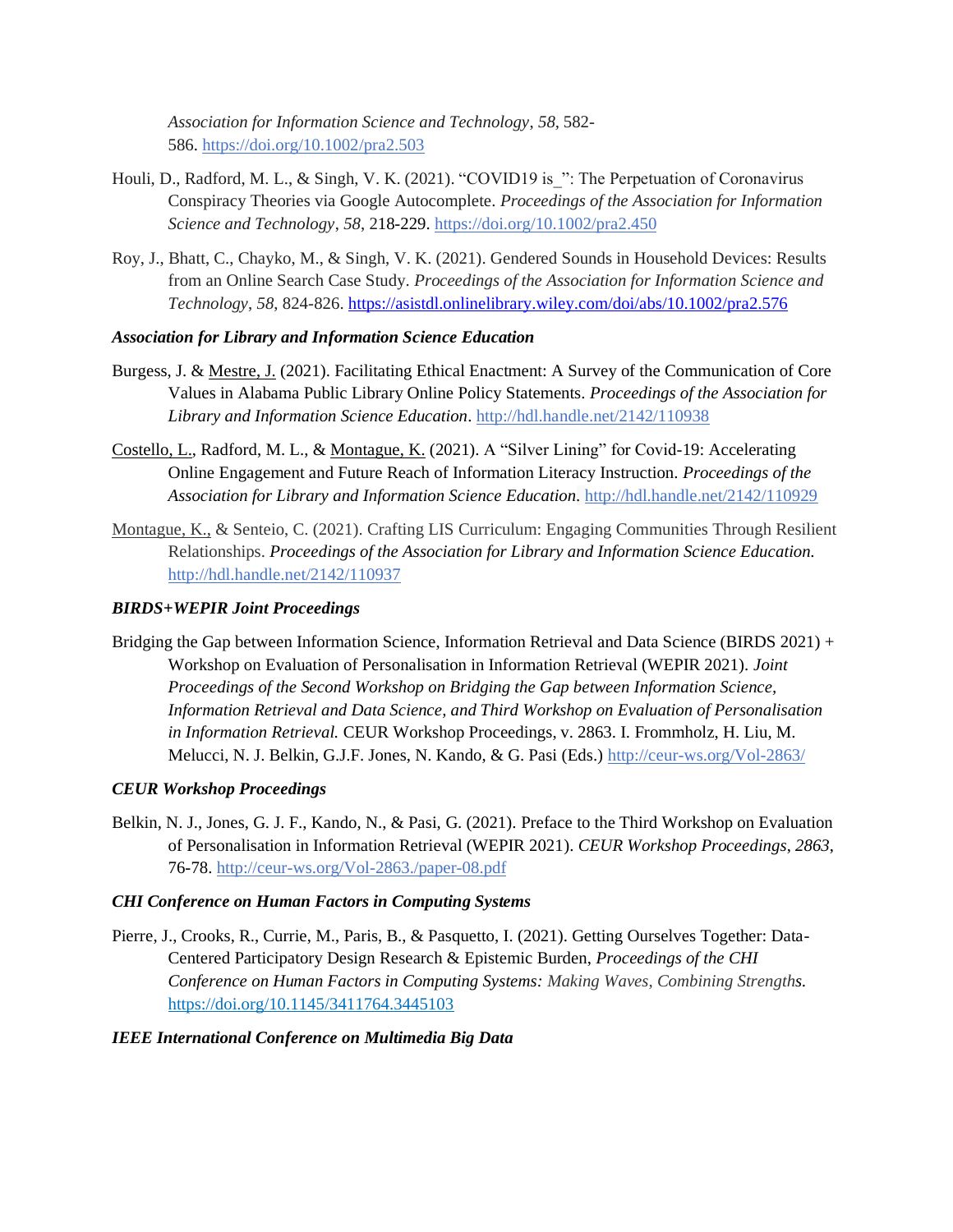*Association for Information Science and Technology*, *58*, 582-586. https://doi.org/10.1002/pra2.503

Houli, D., Radford, M. L., & Singh, V. K. (2021). "COVID19 is_": The Perpetuation of Coronavirus Conspiracy Theories via Google Autocomplete. *Proceedings of the Association for Information Science and Technology*, *58*, 218-229. https://doi.org/10.1002/pra2.450

Roy, J., Bhatt, C., Chayko, M., & Singh, V. K. (2021). Gendered Sounds in Household Devices: Results from an Online Search Case Study. *Proceedings of the Association for Information Science and Technology*, *58,* 824-826. https://asistdl.onlinelibrary.wiley.com/doi/abs/10.1002/pra2.576

***Association for Library and Information Science Education***

Burgess, J. & Mestre, J. (2021). Facilitating Ethical Enactment: A Survey of the Communication of Core Values in Alabama Public Library Online Policy Statements. *Proceedings of the Association for Library and Information Science Education*. http://hdl.handle.net/2142/110938

Costello, L., Radford, M. L., & Montague, K. (2021). A "Silver Lining" for Covid-19: Accelerating Online Engagement and Future Reach of Information Literacy Instruction. *Proceedings of the Association for Library and Information Science Education*. http://hdl.handle.net/2142/110929

Montague, K., & Senteio, C. (2021). Crafting LIS Curriculum: Engaging Communities Through Resilient Relationships. *Proceedings of the Association for Library and Information Science Education.* http://hdl.handle.net/2142/110937

***BIRDS+WEPIR Joint Proceedings***

Bridging the Gap between Information Science, Information Retrieval and Data Science (BIRDS 2021) + Workshop on Evaluation of Personalisation in Information Retrieval (WEPIR 2021). *Joint Proceedings of the Second Workshop on Bridging the Gap between Information Science, Information Retrieval and Data Science, and Third Workshop on Evaluation of Personalisation in Information Retrieval.* CEUR Workshop Proceedings, v. 2863. I. Frommholz, H. Liu, M. Melucci, N. J. Belkin, G.J.F. Jones, N. Kando, & G. Pasi (Eds.) http://ceur-ws.org/Vol-2863/

***CEUR Workshop Proceedings***

Belkin, N. J., Jones, G. J. F., Kando, N., & Pasi, G. (2021). Preface to the Third Workshop on Evaluation of Personalisation in Information Retrieval (WEPIR 2021). *CEUR Workshop Proceedings*, *2863*, 76-78. http://ceur-ws.org/Vol-2863./paper-08.pdf

***CHI Conference on Human Factors in Computing Systems***

Pierre, J., Crooks, R., Currie, M., Paris, B., & Pasquetto, I. (2021). Getting Ourselves Together: Data-Centered Participatory Design Research & Epistemic Burden, *Proceedings of the CHI Conference on Human Factors in Computing Systems: Making Waves, Combining Strengths.* https://doi.org/10.1145/3411764.3445103

***IEEE International Conference on Multimedia Big Data***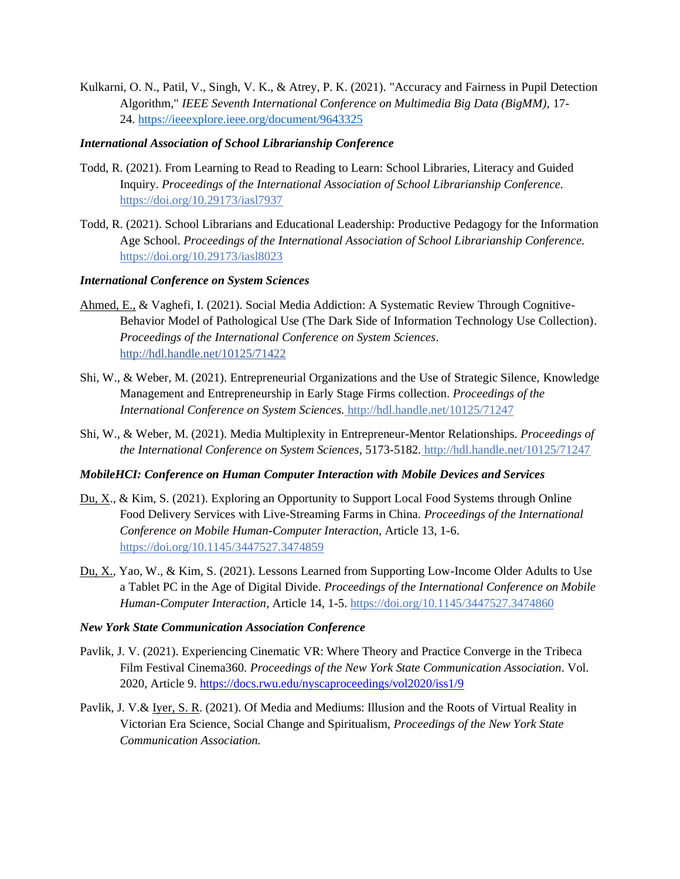Kulkarni, O. N., Patil, V., Singh, V. K., & Atrey, P. K. (2021). "Accuracy and Fairness in Pupil Detection Algorithm," *IEEE Seventh International Conference on Multimedia Big Data (BigMM)*, 17-24. https://ieeexplore.ieee.org/document/9643325

***International Association of School Librarianship Conference***

Todd, R. (2021). From Learning to Read to Reading to Learn: School Libraries, Literacy and Guided Inquiry. *Proceedings of the International Association of School Librarianship Conference.* https://doi.org/10.29173/iasl7937

Todd, R. (2021). School Librarians and Educational Leadership: Productive Pedagogy for the Information Age School. *Proceedings of the International Association of School Librarianship Conference.* https://doi.org/10.29173/iasl8023

***International Conference on System Sciences***

Ahmed, E., & Vaghefi, I. (2021). Social Media Addiction: A Systematic Review Through Cognitive-Behavior Model of Pathological Use (The Dark Side of Information Technology Use Collection). *Proceedings of the International Conference on System Sciences*. http://hdl.handle.net/10125/71422

Shi, W., & Weber, M. (2021). Entrepreneurial Organizations and the Use of Strategic Silence, Knowledge Management and Entrepreneurship in Early Stage Firms collection. *Proceedings of the International Conference on System Sciences.* http://hdl.handle.net/10125/71247

Shi, W., & Weber, M. (2021). Media Multiplexity in Entrepreneur-Mentor Relationships. *Proceedings of the International Conference on System Sciences*, 5173-5182. http://hdl.handle.net/10125/71247

***MobileHCI: Conference on Human Computer Interaction with Mobile Devices and Services***

Du, X., & Kim, S. (2021). Exploring an Opportunity to Support Local Food Systems through Online Food Delivery Services with Live-Streaming Farms in China. *Proceedings of the International Conference on Mobile Human-Computer Interaction*, Article 13, 1-6. https://doi.org/10.1145/3447527.3474859

Du, X., Yao, W., & Kim, S. (2021). Lessons Learned from Supporting Low-Income Older Adults to Use a Tablet PC in the Age of Digital Divide. *Proceedings of the International Conference on Mobile Human-Computer Interaction*, Article 14, 1-5. https://doi.org/10.1145/3447527.3474860

***New York State Communication Association Conference***

Pavlik, J. V. (2021). Experiencing Cinematic VR: Where Theory and Practice Converge in the Tribeca Film Festival Cinema360. *Proceedings of the New York State Communication Association*. Vol. 2020, Article 9. https://docs.rwu.edu/nyscaproceedings/vol2020/iss1/9

Pavlik, J. V.& Iyer, S. R. (2021). Of Media and Mediums: Illusion and the Roots of Virtual Reality in Victorian Era Science, Social Change and Spiritualism, *Proceedings of the New York State Communication Association.*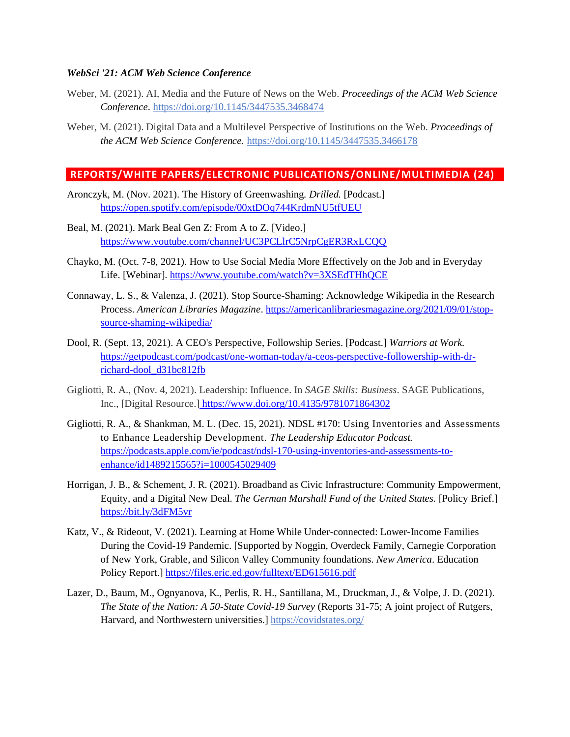***WebSci '21: ACM Web Science Conference***

Weber, M. (2021). AI, Media and the Future of News on the Web. *Proceedings of the ACM Web Science Conference*. https://doi.org/10.1145/3447535.3468474

Weber, M. (2021). Digital Data and a Multilevel Perspective of Institutions on the Web. *Proceedings of the ACM Web Science Conference.* https://doi.org/10.1145/3447535.3466178

## REPORTS/WHITE PAPERS/ELECTRONIC PUBLICATIONS/ONLINE/MULTIMEDIA (24)

Aronczyk, M. (Nov. 2021). The History of Greenwashing. *Drilled.* [Podcast.] https://open.spotify.com/episode/00xtDOq744KrdmNU5tfUEU

Beal, M. (2021). Mark Beal Gen Z: From A to Z. [Video.] https://www.youtube.com/channel/UC3PCLlrC5NrpCgER3RxLCQQ

Chayko, M. (Oct. 7-8, 2021). How to Use Social Media More Effectively on the Job and in Everyday Life. [Webinar]. https://www.youtube.com/watch?v=3XSEdTHhQCE

Connaway, L. S., & Valenza, J. (2021). Stop Source-Shaming: Acknowledge Wikipedia in the Research Process. *American Libraries Magazine*. https://americanlibrariesmagazine.org/2021/09/01/stop-source-shaming-wikipedia/

Dool, R. (Sept. 13, 2021). A CEO's Perspective, Followship Series. [Podcast.] *Warriors at Work.* https://getpodcast.com/podcast/one-woman-today/a-ceos-perspective-followership-with-dr-richard-dool_d31bc812fb

Gigliotti, R. A., (Nov. 4, 2021). Leadership: Influence. In *SAGE Skills: Business*. SAGE Publications, Inc., [Digital Resource.] https://www.doi.org/10.4135/9781071864302

Gigliotti, R. A., & Shankman, M. L. (Dec. 15, 2021). NDSL #170: Using Inventories and Assessments to Enhance Leadership Development. *The Leadership Educator Podcast.* https://podcasts.apple.com/ie/podcast/ndsl-170-using-inventories-and-assessments-to-enhance/id1489215565?i=1000545029409

Horrigan, J. B., & Schement, J. R. (2021). Broadband as Civic Infrastructure: Community Empowerment, Equity, and a Digital New Deal. *The German Marshall Fund of the United States.* [Policy Brief.] https://bit.ly/3dFM5vr

Katz, V., & Rideout, V. (2021). Learning at Home While Under-connected: Lower-Income Families During the Covid-19 Pandemic. [Supported by Noggin, Overdeck Family, Carnegie Corporation of New York, Grable, and Silicon Valley Community foundations. *New America*. Education Policy Report.] https://files.eric.ed.gov/fulltext/ED615616.pdf

Lazer, D., Baum, M., Ognyanova, K., Perlis, R. H., Santillana, M., Druckman, J., & Volpe, J. D. (2021). *The State of the Nation: A 50-State Covid-19 Survey* (Reports 31-75; A joint project of Rutgers, Harvard, and Northwestern universities.] https://covidstates.org/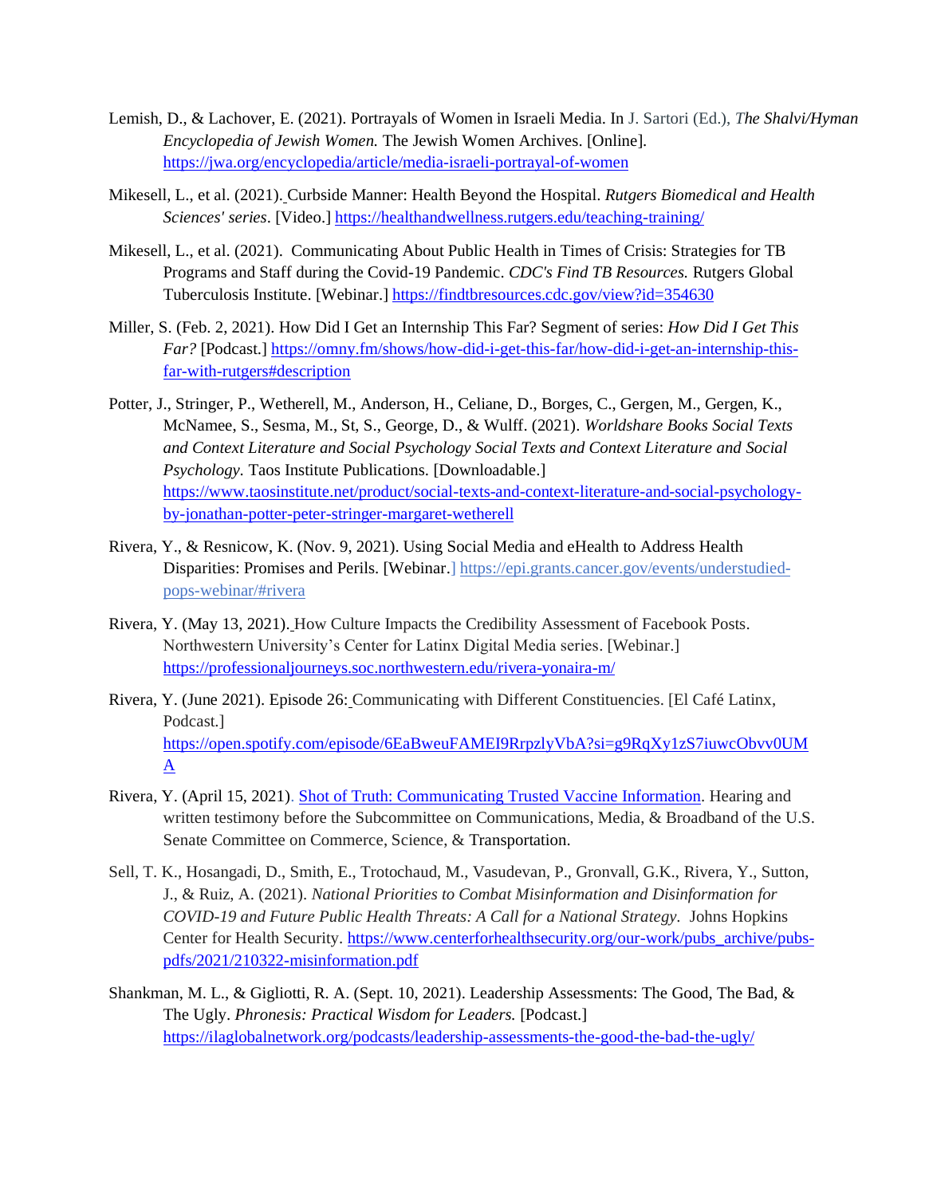Lemish, D., & Lachover, E. (2021). Portrayals of Women in Israeli Media. In J. Sartori (Ed.), *The Shalvi/Hyman Encyclopedia of Jewish Women.* The Jewish Women Archives. [Online]. https://jwa.org/encyclopedia/article/media-israeli-portrayal-of-women

Mikesell, L., et al. (2021). Curbside Manner: Health Beyond the Hospital. *Rutgers Biomedical and Health Sciences' series*. [Video.] https://healthandwellness.rutgers.edu/teaching-training/

Mikesell, L., et al. (2021). Communicating About Public Health in Times of Crisis: Strategies for TB Programs and Staff during the Covid-19 Pandemic. *CDC's Find TB Resources.* Rutgers Global Tuberculosis Institute. [Webinar.] https://findtbresources.cdc.gov/view?id=354630

Miller, S. (Feb. 2, 2021). How Did I Get an Internship This Far? Segment of series: *How Did I Get This Far?* [Podcast.] https://omny.fm/shows/how-did-i-get-this-far/how-did-i-get-an-internship-this-far-with-rutgers#description

Potter, J., Stringer, P., Wetherell, M., Anderson, H., Celiane, D., Borges, C., Gergen, M., Gergen, K., McNamee, S., Sesma, M., St, S., George, D., & Wulff. (2021). *Worldshare Books Social Texts and Context Literature and Social Psychology Social Texts and Context Literature and Social Psychology.* Taos Institute Publications. [Downloadable.] https://www.taosinstitute.net/product/social-texts-and-context-literature-and-social-psychology-by-jonathan-potter-peter-stringer-margaret-wetherell

Rivera, Y., & Resnicow, K. (Nov. 9, 2021). Using Social Media and eHealth to Address Health Disparities: Promises and Perils. [Webinar.] https://epi.grants.cancer.gov/events/understudied-pops-webinar/#rivera

Rivera, Y. (May 13, 2021). How Culture Impacts the Credibility Assessment of Facebook Posts. Northwestern University's Center for Latinx Digital Media series. [Webinar.] https://professionaljourneys.soc.northwestern.edu/rivera-yonaira-m/

Rivera, Y. (June 2021). Episode 26: Communicating with Different Constituencies. [El Café Latinx, Podcast.] https://open.spotify.com/episode/6EaBweuFAMEI9RrpzlyVbA?si=g9RqXy1zS7iuwcObvv0UMA

Rivera, Y. (April 15, 2021). Shot of Truth: Communicating Trusted Vaccine Information. Hearing and written testimony before the Subcommittee on Communications, Media, & Broadband of the U.S. Senate Committee on Commerce, Science, & Transportation.

Sell, T. K., Hosangadi, D., Smith, E., Trotochaud, M., Vasudevan, P., Gronvall, G.K., Rivera, Y., Sutton, J., & Ruiz, A. (2021). *National Priorities to Combat Misinformation and Disinformation for COVID-19 and Future Public Health Threats: A Call for a National Strategy.* Johns Hopkins Center for Health Security. https://www.centerforhealthsecurity.org/our-work/pubs_archive/pubs-pdfs/2021/210322-misinformation.pdf

Shankman, M. L., & Gigliotti, R. A. (Sept. 10, 2021). Leadership Assessments: The Good, The Bad, & The Ugly. *Phronesis: Practical Wisdom for Leaders.* [Podcast.] https://ilaglobalnetwork.org/podcasts/leadership-assessments-the-good-the-bad-the-ugly/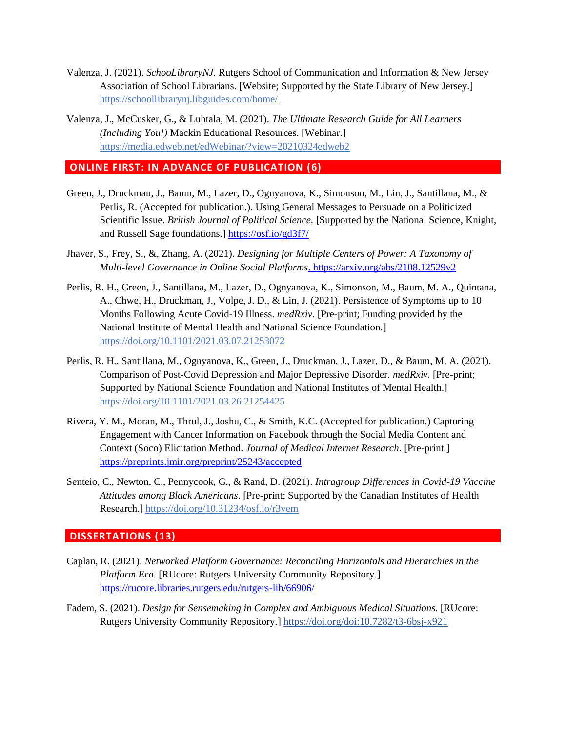Valenza, J. (2021). *SchooLibraryNJ.* Rutgers School of Communication and Information & New Jersey Association of School Librarians. [Website; Supported by the State Library of New Jersey.] https://schoollibrarynj.libguides.com/home/

Valenza, J., McCusker, G., & Luhtala, M. (2021). *The Ultimate Research Guide for All Learners (Including You!)* Mackin Educational Resources. [Webinar.] https://media.edweb.net/edWebinar/?view=20210324edweb2

## ONLINE FIRST: IN ADVANCE OF PUBLICATION (6)

Green, J., Druckman, J., Baum, M., Lazer, D., Ognyanova, K., Simonson, M., Lin, J., Santillana, M., & Perlis, R. (Accepted for publication.). Using General Messages to Persuade on a Politicized Scientific Issue. *British Journal of Political Science.* [Supported by the National Science, Knight, and Russell Sage foundations.] https://osf.io/gd3f7/

Jhaver, S., Frey, S., &, Zhang, A. (2021). *Designing for Multiple Centers of Power: A Taxonomy of Multi-level Governance in Online Social Platforms*. https://arxiv.org/abs/2108.12529v2

Perlis, R. H., Green, J., Santillana, M., Lazer, D., Ognyanova, K., Simonson, M., Baum, M. A., Quintana, A., Chwe, H., Druckman, J., Volpe, J. D., & Lin, J. (2021). Persistence of Symptoms up to 10 Months Following Acute Covid-19 Illness. *medRxiv*. [Pre-print; Funding provided by the National Institute of Mental Health and National Science Foundation.] https://doi.org/10.1101/2021.03.07.21253072

Perlis, R. H., Santillana, M., Ognyanova, K., Green, J., Druckman, J., Lazer, D., & Baum, M. A. (2021). Comparison of Post-Covid Depression and Major Depressive Disorder. *medRxiv.* [Pre-print; Supported by National Science Foundation and National Institutes of Mental Health.] https://doi.org/10.1101/2021.03.26.21254425

Rivera, Y. M., Moran, M., Thrul, J., Joshu, C., & Smith, K.C. (Accepted for publication.) Capturing Engagement with Cancer Information on Facebook through the Social Media Content and Context (Soco) Elicitation Method. *Journal of Medical Internet Research*. [Pre-print.] https://preprints.jmir.org/preprint/25243/accepted

Senteio, C., Newton, C., Pennycook, G., & Rand, D. (2021). *Intragroup Differences in Covid-19 Vaccine Attitudes among Black Americans*. [Pre-print; Supported by the Canadian Institutes of Health Research.] https://doi.org/10.31234/osf.io/r3vem

## DISSERTATIONS (13)

Caplan, R. (2021). *Networked Platform Governance: Reconciling Horizontals and Hierarchies in the Platform Era.* [RUcore: Rutgers University Community Repository.] https://rucore.libraries.rutgers.edu/rutgers-lib/66906/

Fadem, S. (2021). *Design for Sensemaking in Complex and Ambiguous Medical Situations*. [RUcore: Rutgers University Community Repository.] https://doi.org/doi:10.7282/t3-6bsj-x921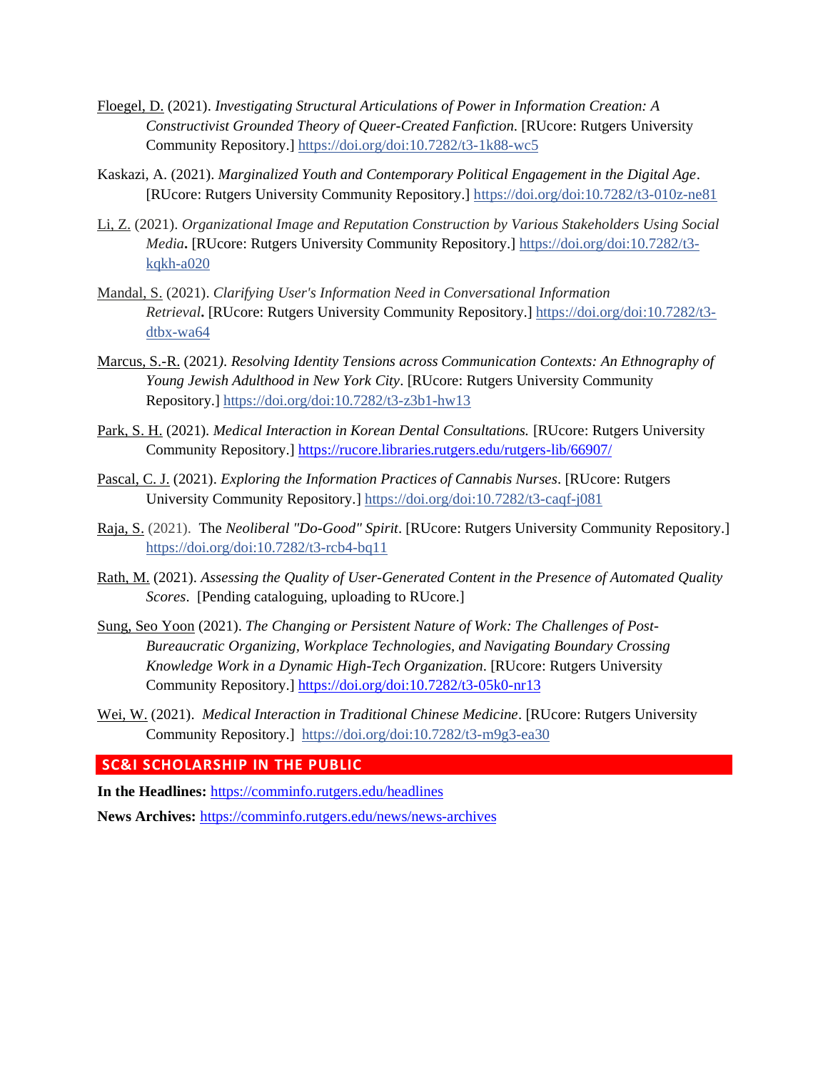Floegel, D. (2021). *Investigating Structural Articulations of Power in Information Creation: A Constructivist Grounded Theory of Queer-Created Fanfiction*. [RUcore: Rutgers University Community Repository.] https://doi.org/doi:10.7282/t3-1k88-wc5

Kaskazi, A. (2021). *Marginalized Youth and Contemporary Political Engagement in the Digital Age*. [RUcore: Rutgers University Community Repository.] https://doi.org/doi:10.7282/t3-010z-ne81

Li, Z. (2021). *Organizational Image and Reputation Construction by Various Stakeholders Using Social Media***.** [RUcore: Rutgers University Community Repository.] https://doi.org/doi:10.7282/t3-kqkh-a020

Mandal, S. (2021). *Clarifying User's Information Need in Conversational Information Retrieval***.** [RUcore: Rutgers University Community Repository.] https://doi.org/doi:10.7282/t3-dtbx-wa64

Marcus, S.-R. (2021*). Resolving Identity Tensions across Communication Contexts: An Ethnography of Young Jewish Adulthood in New York City*. [RUcore: Rutgers University Community Repository.] https://doi.org/doi:10.7282/t3-z3b1-hw13

Park, S. H. (2021). *Medical Interaction in Korean Dental Consultations.* [RUcore: Rutgers University Community Repository.] https://rucore.libraries.rutgers.edu/rutgers-lib/66907/

Pascal, C. J. (2021). *Exploring the Information Practices of Cannabis Nurses*. [RUcore: Rutgers University Community Repository.] https://doi.org/doi:10.7282/t3-caqf-j081

Raja, S. (2021). The *Neoliberal "Do-Good" Spirit*. [RUcore: Rutgers University Community Repository.] https://doi.org/doi:10.7282/t3-rcb4-bq11

Rath, M. (2021). *Assessing the Quality of User-Generated Content in the Presence of Automated Quality Scores*. [Pending cataloguing, uploading to RUcore.]

Sung, Seo Yoon (2021). *The Changing or Persistent Nature of Work: The Challenges of Post-Bureaucratic Organizing, Workplace Technologies, and Navigating Boundary Crossing Knowledge Work in a Dynamic High-Tech Organization*. [RUcore: Rutgers University Community Repository.] https://doi.org/doi:10.7282/t3-05k0-nr13

Wei, W. (2021). *Medical Interaction in Traditional Chinese Medicine*. [RUcore: Rutgers University Community Repository.] https://doi.org/doi:10.7282/t3-m9g3-ea30

## SC&I SCHOLARSHIP IN THE PUBLIC

**In the Headlines:** https://comminfo.rutgers.edu/headlines

**News Archives:** https://comminfo.rutgers.edu/news/news-archives